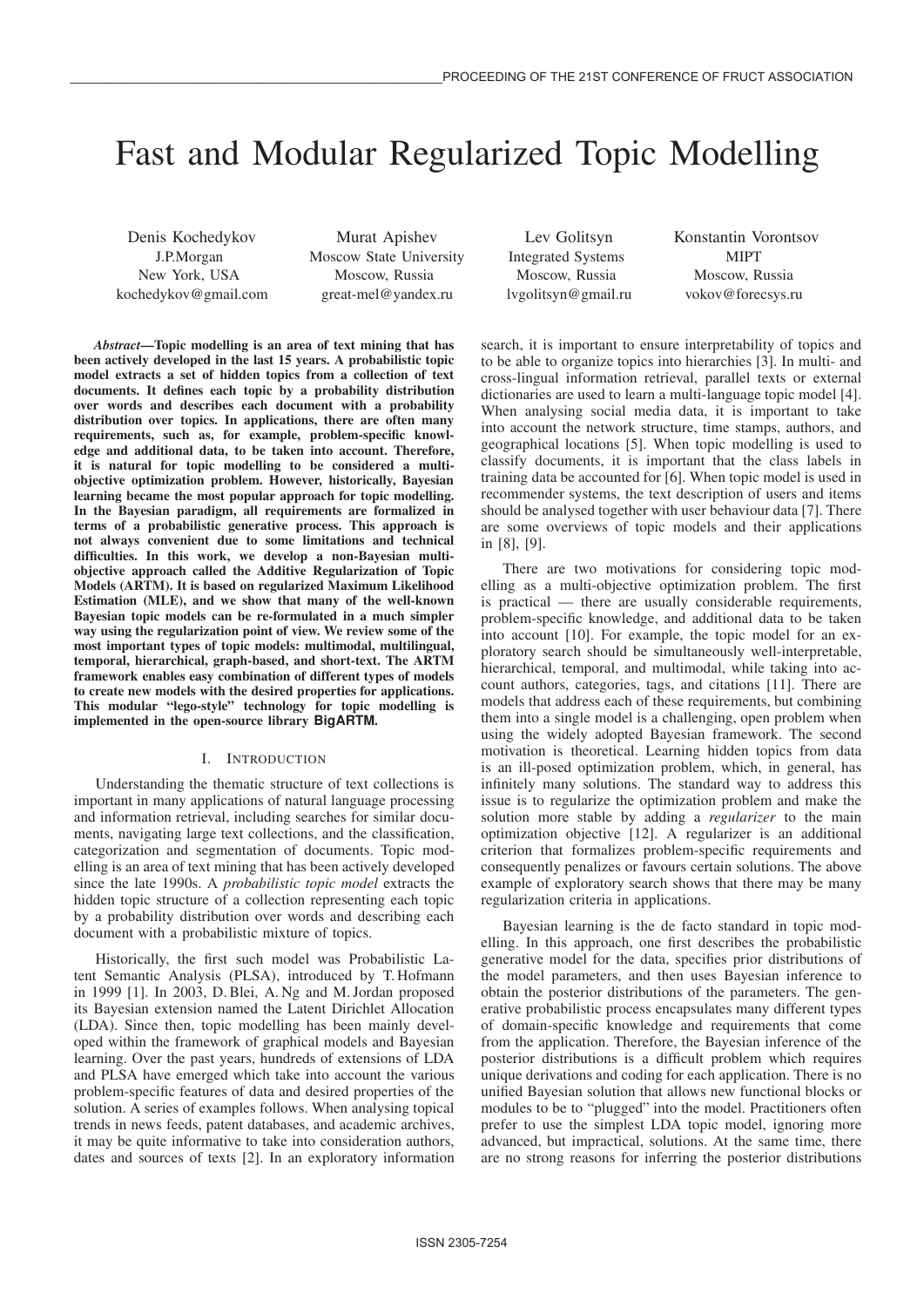# Fast and Modular Regularized Topic Modelling

Denis Kochedykov
J.P.Morgan
New York, USA
kochedykov@gmail.com

Murat Apishev
Moscow State University
Moscow, Russia
great-mel@yandex.ru

Lev Golitsyn
Integrated Systems
Moscow, Russia
lvgolitsyn@gmail.ru

Konstantin Vorontsov
MIPT
Moscow, Russia
vokov@forecsys.ru

***Abstract*—Topic modelling is an area of text mining that has been actively developed in the last 15 years. A probabilistic topic model extracts a set of hidden topics from a collection of text documents. It defines each topic by a probability distribution over words and describes each document with a probability distribution over topics. In applications, there are often many requirements, such as, for example, problem-specific knowledge and additional data, to be taken into account. Therefore, it is natural for topic modelling to be considered a multi-objective optimization problem. However, historically, Bayesian learning became the most popular approach for topic modelling. In the Bayesian paradigm, all requirements are formalized in terms of a probabilistic generative process. This approach is not always convenient due to some limitations and technical difficulties. In this work, we develop a non-Bayesian multi-objective approach called the Additive Regularization of Topic Models (ARTM). It is based on regularized Maximum Likelihood Estimation (MLE), and we show that many of the well-known Bayesian topic models can be re-formulated in a much simpler way using the regularization point of view. We review some of the most important types of topic models: multimodal, multilingual, temporal, hierarchical, graph-based, and short-text. The ARTM framework enables easy combination of different types of models to create new models with the desired properties for applications. This modular "lego-style" technology for topic modelling is implemented in the open-source library BigARTM.**

## I. Introduction

Understanding the thematic structure of text collections is important in many applications of natural language processing and information retrieval, including searches for similar documents, navigating large text collections, and the classification, categorization and segmentation of documents. Topic modelling is an area of text mining that has been actively developed since the late 1990s. A *probabilistic topic model* extracts the hidden topic structure of a collection representing each topic by a probability distribution over words and describing each document with a probabilistic mixture of topics.

Historically, the first such model was Probabilistic Latent Semantic Analysis (PLSA), introduced by T. Hofmann in 1999 [1]. In 2003, D. Blei, A. Ng and M. Jordan proposed its Bayesian extension named the Latent Dirichlet Allocation (LDA). Since then, topic modelling has been mainly developed within the framework of graphical models and Bayesian learning. Over the past years, hundreds of extensions of LDA and PLSA have emerged which take into account the various problem-specific features of data and desired properties of the solution. A series of examples follows. When analysing topical trends in news feeds, patent databases, and academic archives, it may be quite informative to take into consideration authors, dates and sources of texts [2]. In an exploratory information search, it is important to ensure interpretability of topics and to be able to organize topics into hierarchies [3]. In multi- and cross-lingual information retrieval, parallel texts or external dictionaries are used to learn a multi-language topic model [4]. When analysing social media data, it is important to take into account the network structure, time stamps, authors, and geographical locations [5]. When topic modelling is used to classify documents, it is important that the class labels in training data be accounted for [6]. When topic model is used in recommender systems, the text description of users and items should be analysed together with user behaviour data [7]. There are some overviews of topic models and their applications in [8], [9].

There are two motivations for considering topic modelling as a multi-objective optimization problem. The first is practical — there are usually considerable requirements, problem-specific knowledge, and additional data to be taken into account [10]. For example, the topic model for an exploratory search should be simultaneously well-interpretable, hierarchical, temporal, and multimodal, while taking into account authors, categories, tags, and citations [11]. There are models that address each of these requirements, but combining them into a single model is a challenging, open problem when using the widely adopted Bayesian framework. The second motivation is theoretical. Learning hidden topics from data is an ill-posed optimization problem, which, in general, has infinitely many solutions. The standard way to address this issue is to regularize the optimization problem and make the solution more stable by adding a *regularizer* to the main optimization objective [12]. A regularizer is an additional criterion that formalizes problem-specific requirements and consequently penalizes or favours certain solutions. The above example of exploratory search shows that there may be many regularization criteria in applications.

Bayesian learning is the de facto standard in topic modelling. In this approach, one first describes the probabilistic generative model for the data, specifies prior distributions of the model parameters, and then uses Bayesian inference to obtain the posterior distributions of the parameters. The generative probabilistic process encapsulates many different types of domain-specific knowledge and requirements that come from the application. Therefore, the Bayesian inference of the posterior distributions is a difficult problem which requires unique derivations and coding for each application. There is no unified Bayesian solution that allows new functional blocks or modules to be to "plugged" into the model. Practitioners often prefer to use the simplest LDA topic model, ignoring more advanced, but impractical, solutions. At the same time, there are no strong reasons for inferring the posterior distributions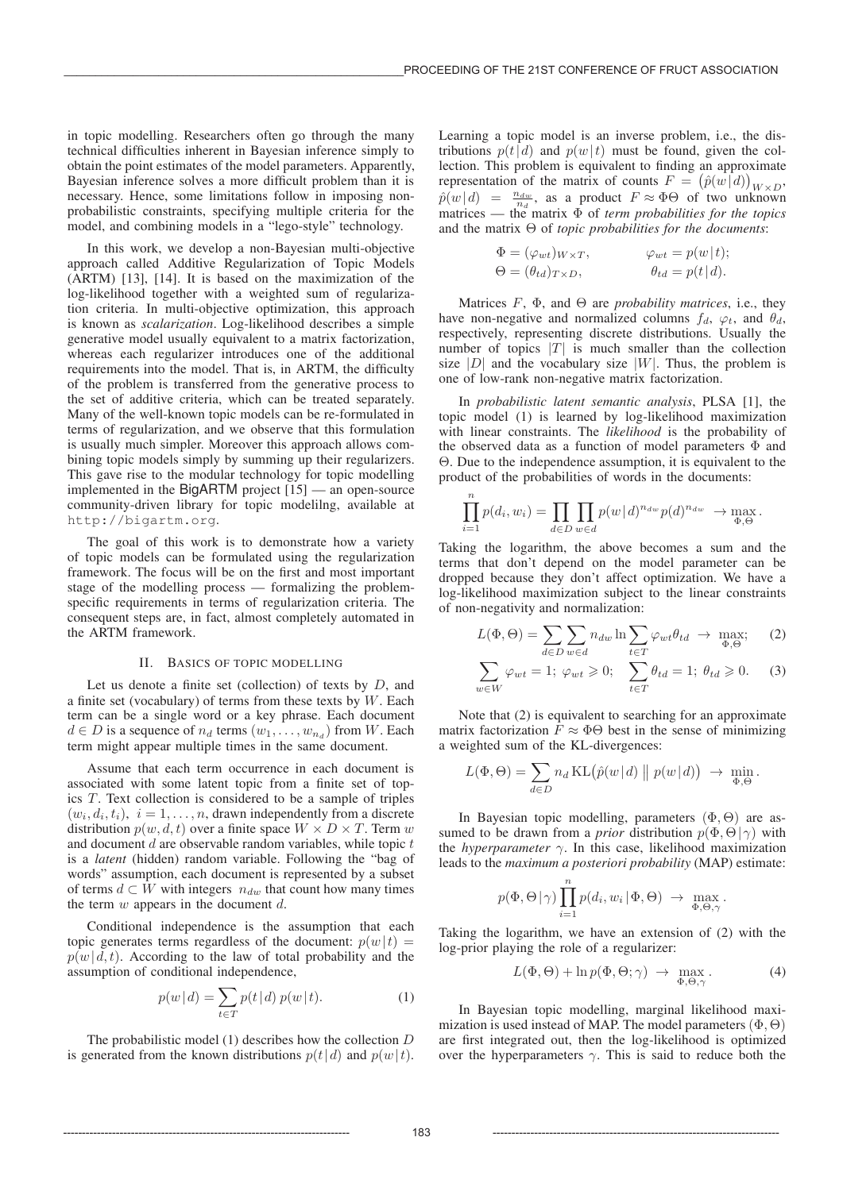in topic modelling. Researchers often go through the many technical difficulties inherent in Bayesian inference simply to obtain the point estimates of the model parameters. Apparently, Bayesian inference solves a more difficult problem than it is necessary. Hence, some limitations follow in imposing non-probabilistic constraints, specifying multiple criteria for the model, and combining models in a "lego-style" technology.

In this work, we develop a non-Bayesian multi-objective approach called Additive Regularization of Topic Models (ARTM) [13], [14]. It is based on the maximization of the log-likelihood together with a weighted sum of regularization criteria. In multi-objective optimization, this approach is known as *scalarization*. Log-likelihood describes a simple generative model usually equivalent to a matrix factorization, whereas each regularizer introduces one of the additional requirements into the model. That is, in ARTM, the difficulty of the problem is transferred from the generative process to the set of additive criteria, which can be treated separately. Many of the well-known topic models can be re-formulated in terms of regularization, and we observe that this formulation is usually much simpler. Moreover this approach allows combining topic models simply by summing up their regularizers. This gave rise to the modular technology for topic modelling implemented in the BigARTM project [15] — an open-source community-driven library for topic modelilng, available at http://bigartm.org.

The goal of this work is to demonstrate how a variety of topic models can be formulated using the regularization framework. The focus will be on the first and most important stage of the modelling process — formalizing the problem-specific requirements in terms of regularization criteria. The consequent steps are, in fact, almost completely automated in the ARTM framework.

## II. Basics of topic modelling

Let us denote a finite set (collection) of texts by $D$, and a finite set (vocabulary) of terms from these texts by $W$. Each term can be a single word or a key phrase. Each document $d \in D$ is a sequence of $n_d$ terms $(w_1, \dots, w_{n_d})$ from $W$. Each term might appear multiple times in the same document.

Assume that each term occurrence in each document is associated with some latent topic from a finite set of topics $T$. Text collection is considered to be a sample of triples $(w_i, d_i, t_i),\ i = 1, \dots, n$, drawn independently from a discrete distribution $p(w, d, t)$ over a finite space $W \times D \times T$. Term $w$ and document $d$ are observable random variables, while topic $t$ is a *latent* (hidden) random variable. Following the "bag of words" assumption, each document is represented by a subset of terms $d \subset W$ with integers $n_{dw}$ that count how many times the term $w$ appears in the document $d$.

Conditional independence is the assumption that each topic generates terms regardless of the document: $p(w\,|\,t) = p(w\,|\,d, t)$. According to the law of total probability and the assumption of conditional independence,

$$p(w\,|\,d) = \sum_{t \in T} p(t\,|\,d)\, p(w\,|\,t). \tag{1}$$

The probabilistic model (1) describes how the collection $D$ is generated from the known distributions $p(t\,|\,d)$ and $p(w\,|\,t)$. Learning a topic model is an inverse problem, i.e., the distributions $p(t\,|\,d)$ and $p(w\,|\,t)$ must be found, given the collection. This problem is equivalent to finding an approximate representation of the matrix of counts $F = \big(\hat{p}(w\,|\,d)\big)_{W \times D}$, $\hat{p}(w\,|\,d) = \frac{n_{dw}}{n_d}$, as a product $F \approx \Phi\Theta$ of two unknown matrices — the matrix $\Phi$ of *term probabilities for the topics* and the matrix $\Theta$ of *topic probabilities for the documents*:

$$\begin{aligned}
\Phi &= (\varphi_{wt})_{W \times T}, & \varphi_{wt} &= p(w\,|\,t); \\
\Theta &= (\theta_{td})_{T \times D}, & \theta_{td} &= p(t\,|\,d).
\end{aligned}$$

Matrices $F$, $\Phi$, and $\Theta$ are *probability matrices*, i.e., they have non-negative and normalized columns $f_d$, $\varphi_t$, and $\theta_d$, respectively, representing discrete distributions. Usually the number of topics $|T|$ is much smaller than the collection size $|D|$ and the vocabulary size $|W|$. Thus, the problem is one of low-rank non-negative matrix factorization.

In *probabilistic latent semantic analysis*, PLSA [1], the topic model (1) is learned by log-likelihood maximization with linear constraints. The *likelihood* is the probability of the observed data as a function of model parameters $\Phi$ and $\Theta$. Due to the independence assumption, it is equivalent to the product of the probabilities of words in the documents:

$$\prod_{i=1}^{n} p(d_i, w_i) = \prod_{d \in D} \prod_{w \in d} p(w\,|\,d)^{n_{dw}} p(d)^{n_{dw}} \;\to\; \max_{\Phi, \Theta}.$$

Taking the logarithm, the above becomes a sum and the terms that don't depend on the model parameter can be dropped because they don't affect optimization. We have a log-likelihood maximization subject to the linear constraints of non-negativity and normalization:

$$L(\Phi, \Theta) = \sum_{d \in D} \sum_{w \in d} n_{dw} \ln \sum_{t \in T} \varphi_{wt} \theta_{td} \;\to\; \max_{\Phi, \Theta}; \tag{2}$$

$$\sum_{w \in W} \varphi_{wt} = 1;\ \varphi_{wt} \geqslant 0; \quad \sum_{t \in T} \theta_{td} = 1;\ \theta_{td} \geqslant 0. \tag{3}$$

Note that (2) is equivalent to searching for an approximate matrix factorization $F \approx \Phi\Theta$ best in the sense of minimizing a weighted sum of the KL-divergences:

$$L(\Phi, \Theta) = \sum_{d \in D} n_d \operatorname{KL}\big(\hat{p}(w\,|\,d) \,\big\|\, p(w\,|\,d)\big) \;\to\; \min_{\Phi, \Theta}.$$

In Bayesian topic modelling, parameters $(\Phi, \Theta)$ are assumed to be drawn from a *prior* distribution $p(\Phi, \Theta\,|\,\gamma)$ with the *hyperparameter* $\gamma$. In this case, likelihood maximization leads to the *maximum a posteriori probability* (MAP) estimate:

$$p(\Phi, \Theta\,|\,\gamma) \prod_{i=1}^{n} p(d_i, w_i\,|\,\Phi, \Theta) \;\to\; \max_{\Phi, \Theta, \gamma}.$$

Taking the logarithm, we have an extension of (2) with the log-prior playing the role of a regularizer:

$$L(\Phi, \Theta) + \ln p(\Phi, \Theta; \gamma) \;\to\; \max_{\Phi, \Theta, \gamma}. \tag{4}$$

In Bayesian topic modelling, marginal likelihood maximization is used instead of MAP. The model parameters $(\Phi, \Theta)$ are first integrated out, then the log-likelihood is optimized over the hyperparameters $\gamma$. This is said to reduce both the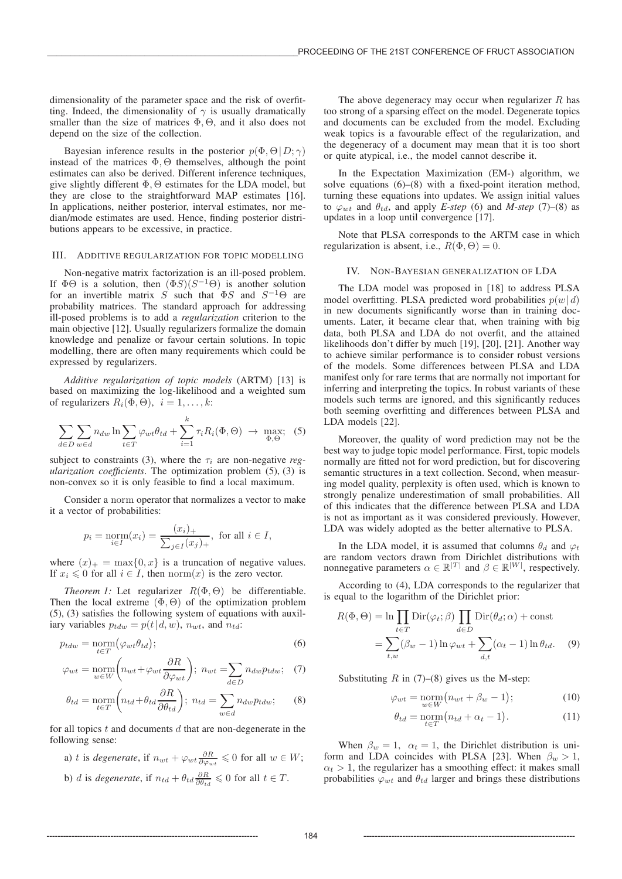dimensionality of the parameter space and the risk of overfitting. Indeed, the dimensionality of $\gamma$ is usually dramatically smaller than the size of matrices $\Phi, \Theta$, and it also does not depend on the size of the collection.

Bayesian inference results in the posterior $p(\Phi, \Theta \,|\, D; \gamma)$ instead of the matrices $\Phi, \Theta$ themselves, although the point estimates can also be derived. Different inference techniques, give slightly different $\Phi, \Theta$ estimates for the LDA model, but they are close to the straightforward MAP estimates [16]. In applications, neither posterior, interval estimates, nor median/mode estimates are used. Hence, finding posterior distributions appears to be excessive, in practice.

## III. Additive regularization for topic modelling

Non-negative matrix factorization is an ill-posed problem. If $\Phi\Theta$ is a solution, then $(\Phi S)(S^{-1}\Theta)$ is another solution for an invertible matrix $S$ such that $\Phi S$ and $S^{-1}\Theta$ are probability matrices. The standard approach for addressing ill-posed problems is to add a *regularization* criterion to the main objective [12]. Usually regularizers formalize the domain knowledge and penalize or favour certain solutions. In topic modelling, there are often many requirements which could be expressed by regularizers.

*Additive regularization of topic models* (ARTM) [13] is based on maximizing the log-likelihood and a weighted sum of regularizers $R_i(\Phi, \Theta),\ i = 1, \dots, k$:

$$\sum_{d\in D}\sum_{w\in d} n_{dw} \ln \sum_{t\in T} \varphi_{wt}\theta_{td} + \sum_{i=1}^{k} \tau_i R_i(\Phi, \Theta) \;\to\; \max_{\Phi,\Theta}; \quad (5)$$

subject to constraints (3), where the $\tau_i$ are non-negative *regularization coefficients*. The optimization problem (5), (3) is non-convex so it is only feasible to find a local maximum.

Consider a norm operator that normalizes a vector to make it a vector of probabilities:

$$p_i = \operatorname*{norm}_{i\in I}(x_i) = \frac{(x_i)_+}{\sum_{j\in I}(x_j)_+}, \text{ for all } i \in I,$$

where $(x)_+ = \max\{0, x\}$ is a truncation of negative values. If $x_i \leqslant 0$ for all $i \in I$, then $\mathrm{norm}(x)$ is the zero vector.

*Theorem 1:* Let regularizer $R(\Phi, \Theta)$ be differentiable. Then the local extreme $(\Phi, \Theta)$ of the optimization problem (5), (3) satisfies the following system of equations with auxiliary variables $p_{tdw} = p(t \,|\, d, w)$, $n_{wt}$, and $n_{td}$:

$$p_{tdw} = \operatorname*{norm}_{t\in T}\big(\varphi_{wt}\theta_{td}\big); \quad (6)$$

$$\varphi_{wt} = \operatorname*{norm}_{w\in W}\left(n_{wt} + \varphi_{wt}\frac{\partial R}{\partial \varphi_{wt}}\right);\; n_{wt} = \sum_{d\in D} n_{dw} p_{tdw}; \quad (7)$$

$$\theta_{td} = \operatorname*{norm}_{t\in T}\left(n_{td} + \theta_{td}\frac{\partial R}{\partial \theta_{td}}\right);\; n_{td} = \sum_{w\in d} n_{dw} p_{tdw}; \quad (8)$$

for all topics $t$ and documents $d$ that are non-degenerate in the following sense:

a) $t$ is *degenerate*, if $n_{wt} + \varphi_{wt}\frac{\partial R}{\partial \varphi_{wt}} \leqslant 0$ for all $w \in W$;

b) $d$ is *degenerate*, if $n_{td} + \theta_{td}\frac{\partial R}{\partial \theta_{td}} \leqslant 0$ for all $t \in T$.

The above degeneracy may occur when regularizer $R$ has too strong of a sparsing effect on the model. Degenerate topics and documents can be excluded from the model. Excluding weak topics is a favourable effect of the regularization, and the degeneracy of a document may mean that it is too short or quite atypical, i.e., the model cannot describe it.

In the Expectation Maximization (EM-) algorithm, we solve equations (6)–(8) with a fixed-point iteration method, turning these equations into updates. We assign initial values to $\varphi_{wt}$ and $\theta_{td}$, and apply *E-step* (6) and *M-step* (7)–(8) as updates in a loop until convergence [17].

Note that PLSA corresponds to the ARTM case in which regularization is absent, i.e., $R(\Phi, \Theta) = 0$.

## IV. Non-Bayesian generalization of LDA

The LDA model was proposed in [18] to address PLSA model overfitting. PLSA predicted word probabilities $p(w \,|\, d)$ in new documents significantly worse than in training documents. Later, it became clear that, when training with big data, both PLSA and LDA do not overfit, and the attained likelihoods don't differ by much [19], [20], [21]. Another way to achieve similar performance is to consider robust versions of the models. Some differences between PLSA and LDA manifest only for rare terms that are normally not important for inferring and interpreting the topics. In robust variants of these models such terms are ignored, and this significantly reduces both seeming overfitting and differences between PLSA and LDA models [22].

Moreover, the quality of word prediction may not be the best way to judge topic model performance. First, topic models normally are fitted not for word prediction, but for discovering semantic structures in a text collection. Second, when measuring model quality, perplexity is often used, which is known to strongly penalize underestimation of small probabilities. All of this indicates that the difference between PLSA and LDA is not as important as it was considered previously. However, LDA was widely adopted as the better alternative to PLSA.

In the LDA model, it is assumed that columns $\theta_d$ and $\varphi_t$ are random vectors drawn from Dirichlet distributions with nonnegative parameters $\alpha \in \mathbb{R}^{|T|}$ and $\beta \in \mathbb{R}^{|W|}$, respectively.

According to (4), LDA corresponds to the regularizer that is equal to the logarithm of the Dirichlet prior:

$$\begin{aligned} R(\Phi, \Theta) &= \ln \prod_{t\in T} \mathrm{Dir}(\varphi_t; \beta) \prod_{d\in D} \mathrm{Dir}(\theta_d; \alpha) + \mathrm{const} \\ &= \sum_{t,w} (\beta_w - 1) \ln \varphi_{wt} + \sum_{d,t} (\alpha_t - 1) \ln \theta_{td}. \quad (9) \end{aligned}$$

Substituting $R$ in (7)–(8) gives us the M-step:

$$\varphi_{wt} = \operatorname*{norm}_{w\in W}\big(n_{wt} + \beta_w - 1\big); \quad (10)$$

$$\theta_{td} = \operatorname*{norm}_{t\in T}\big(n_{td} + \alpha_t - 1\big). \quad (11)$$

When $\beta_w = 1,\ \alpha_t = 1$, the Dirichlet distribution is uniform and LDA coincides with PLSA [23]. When $\beta_w > 1$, $\alpha_t > 1$, the regularizer has a smoothing effect: it makes small probabilities $\varphi_{wt}$ and $\theta_{td}$ larger and brings these distributions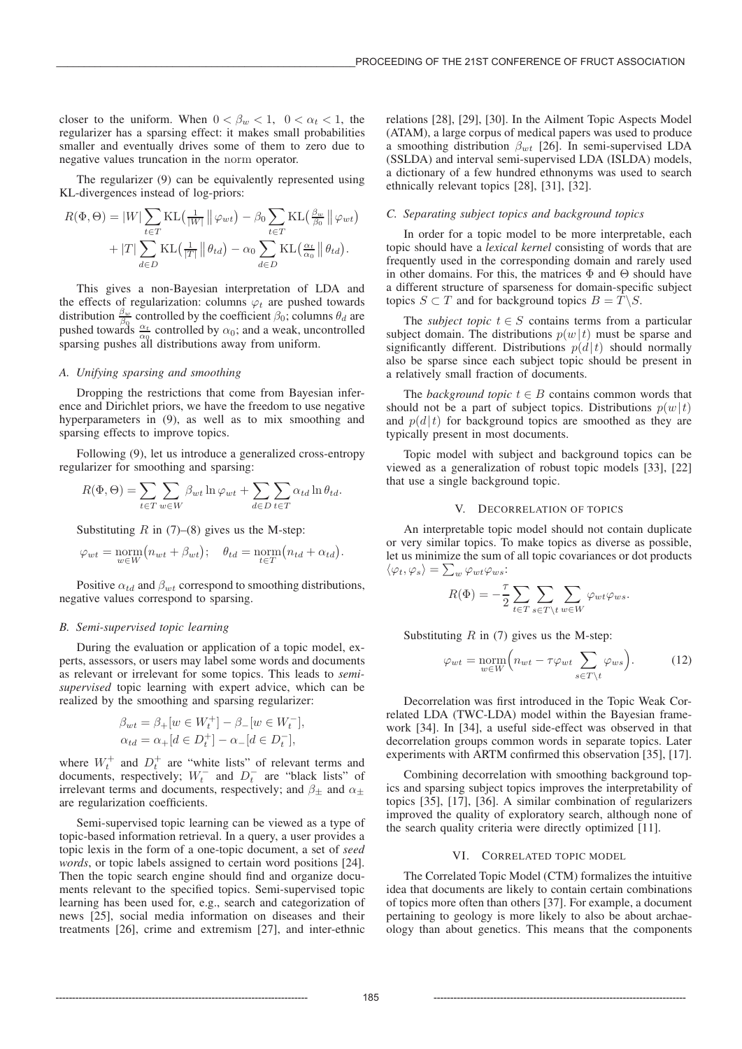closer to the uniform. When $0 < \beta_w < 1,\ 0 < \alpha_t < 1$, the regularizer has a sparsing effect: it makes small probabilities smaller and eventually drives some of them to zero due to negative values truncation in the norm operator.

The regularizer (9) can be equivalently represented using KL-divergences instead of log-priors:

$$R(\Phi, \Theta) = |W| \sum_{t \in T} \mathrm{KL}\big(\tfrac{1}{|W|} \,\big\|\, \varphi_{wt}\big) - \beta_0 \sum_{t \in T} \mathrm{KL}\big(\tfrac{\beta_w}{\beta_0} \,\big\|\, \varphi_{wt}\big) + |T| \sum_{d \in D} \mathrm{KL}\big(\tfrac{1}{|T|} \,\big\|\, \theta_{td}\big) - \alpha_0 \sum_{d \in D} \mathrm{KL}\big(\tfrac{\alpha_t}{\alpha_0} \,\big\|\, \theta_{td}\big).$$

This gives a non-Bayesian interpretation of LDA and the effects of regularization: columns $\varphi_t$ are pushed towards distribution $\frac{\beta_w}{\beta_0}$ controlled by the coefficient $\beta_0$; columns $\theta_d$ are pushed towards $\frac{\alpha_t}{\alpha_0}$ controlled by $\alpha_0$; and a weak, uncontrolled sparsing pushes all distributions away from uniform.

### A. Unifying sparsing and smoothing

Dropping the restrictions that come from Bayesian inference and Dirichlet priors, we have the freedom to use negative hyperparameters in (9), as well as to mix smoothing and sparsing effects to improve topics.

Following (9), let us introduce a generalized cross-entropy regularizer for smoothing and sparsing:

$$R(\Phi, \Theta) = \sum_{t \in T} \sum_{w \in W} \beta_{wt} \ln \varphi_{wt} + \sum_{d \in D} \sum_{t \in T} \alpha_{td} \ln \theta_{td}.$$

Substituting $R$ in (7)–(8) gives us the M-step:

$$\varphi_{wt} = \underset{w \in W}{\mathrm{norm}}\big(n_{wt} + \beta_{wt}\big); \quad \theta_{td} = \underset{t \in T}{\mathrm{norm}}\big(n_{td} + \alpha_{td}\big).$$

Positive $\alpha_{td}$ and $\beta_{wt}$ correspond to smoothing distributions, negative values correspond to sparsing.

### B. Semi-supervised topic learning

During the evaluation or application of a topic model, experts, assessors, or users may label some words and documents as relevant or irrelevant for some topics. This leads to *semi-supervised* topic learning with expert advice, which can be realized by the smoothing and sparsing regularizer:

$$\beta_{wt} = \beta_+[w \in W_t^+] - \beta_-[w \in W_t^-],$$
$$\alpha_{td} = \alpha_+[d \in D_t^+] - \alpha_-[d \in D_t^-],$$

where $W_t^+$ and $D_t^+$ are "white lists" of relevant terms and documents, respectively; $W_t^-$ and $D_t^-$ are "black lists" of irrelevant terms and documents, respectively; and $\beta_\pm$ and $\alpha_\pm$ are regularization coefficients.

Semi-supervised topic learning can be viewed as a type of topic-based information retrieval. In a query, a user provides a topic lexis in the form of a one-topic document, a set of *seed words*, or topic labels assigned to certain word positions [24]. Then the topic search engine should find and organize documents relevant to the specified topics. Semi-supervised topic learning has been used for, e.g., search and categorization of news [25], social media information on diseases and their treatments [26], crime and extremism [27], and inter-ethnic relations [28], [29], [30]. In the Ailment Topic Aspects Model (ATAM), a large corpus of medical papers was used to produce a smoothing distribution $\beta_{wt}$ [26]. In semi-supervised LDA (SSLDA) and interval semi-supervised LDA (ISLDA) models, a dictionary of a few hundred ethnonyms was used to search ethnically relevant topics [28], [31], [32].

### C. Separating subject topics and background topics

In order for a topic model to be more interpretable, each topic should have a *lexical kernel* consisting of words that are frequently used in the corresponding domain and rarely used in other domains. For this, the matrices $\Phi$ and $\Theta$ should have a different structure of sparseness for domain-specific subject topics $S \subset T$ and for background topics $B = T \backslash S$.

The *subject topic* $t \in S$ contains terms from a particular subject domain. The distributions $p(w\,|\,t)$ must be sparse and significantly different. Distributions $p(d\,|\,t)$ should normally also be sparse since each subject topic should be present in a relatively small fraction of documents.

The *background topic* $t \in B$ contains common words that should not be a part of subject topics. Distributions $p(w\,|\,t)$ and $p(d\,|\,t)$ for background topics are smoothed as they are typically present in most documents.

Topic model with subject and background topics can be viewed as a generalization of robust topic models [33], [22] that use a single background topic.

## V. Decorrelation of topics

An interpretable topic model should not contain duplicate or very similar topics. To make topics as diverse as possible, let us minimize the sum of all topic covariances or dot products $\langle \varphi_t, \varphi_s \rangle = \sum_w \varphi_{wt} \varphi_{ws}$:

$$R(\Phi) = -\frac{\tau}{2} \sum_{t \in T} \sum_{s \in T \backslash t} \sum_{w \in W} \varphi_{wt} \varphi_{ws}.$$

Substituting $R$ in (7) gives us the M-step:

$$\varphi_{wt} = \underset{w \in W}{\mathrm{norm}}\Big(n_{wt} - \tau \varphi_{wt} \sum_{s \in T \backslash t} \varphi_{ws}\Big). \tag{12}$$

Decorrelation was first introduced in the Topic Weak Correlated LDA (TWC-LDA) model within the Bayesian framework [34]. In [34], a useful side-effect was observed in that decorrelation groups common words in separate topics. Later experiments with ARTM confirmed this observation [35], [17].

Combining decorrelation with smoothing background topics and sparsing subject topics improves the interpretability of topics [35], [17], [36]. A similar combination of regularizers improved the quality of exploratory search, although none of the search quality criteria were directly optimized [11].

## VI. Correlated topic model

The Correlated Topic Model (CTM) formalizes the intuitive idea that documents are likely to contain certain combinations of topics more often than others [37]. For example, a document pertaining to geology is more likely to also be about archaeology than about genetics. This means that the components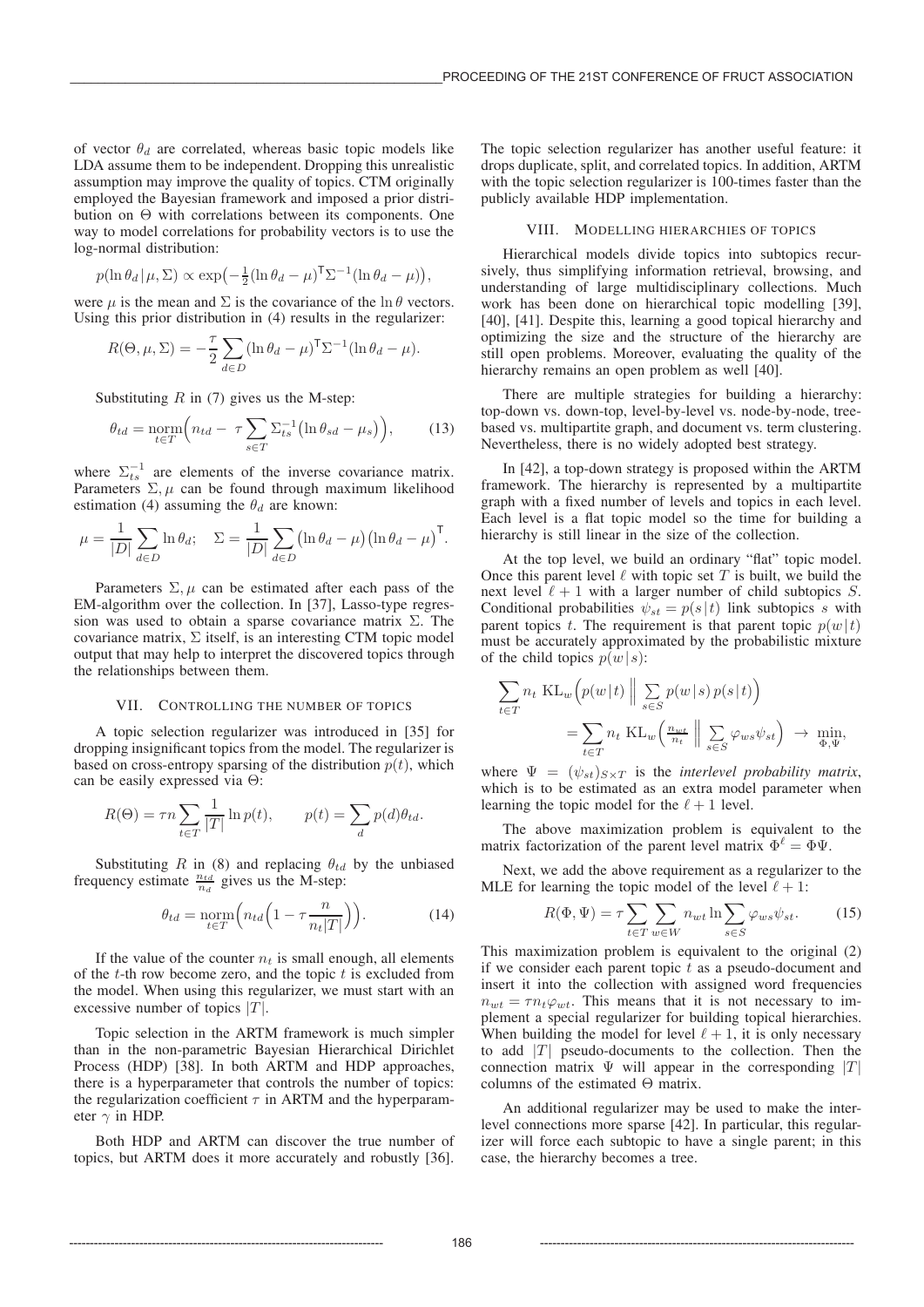of vector $\theta_d$ are correlated, whereas basic topic models like LDA assume them to be independent. Dropping this unrealistic assumption may improve the quality of topics. CTM originally employed the Bayesian framework and imposed a prior distribution on $\Theta$ with correlations between its components. One way to model correlations for probability vectors is to use the log-normal distribution:

$$p(\ln \theta_d \,|\, \mu, \Sigma) \propto \exp\bigl(-\tfrac{1}{2}(\ln \theta_d - \mu)^{\mathsf{T}} \Sigma^{-1} (\ln \theta_d - \mu)\bigr),$$

were $\mu$ is the mean and $\Sigma$ is the covariance of the $\ln \theta$ vectors. Using this prior distribution in (4) results in the regularizer:

$$R(\Theta, \mu, \Sigma) = -\frac{\tau}{2} \sum_{d \in D} (\ln \theta_d - \mu)^{\mathsf{T}} \Sigma^{-1} (\ln \theta_d - \mu).$$

Substituting $R$ in (7) gives us the M-step:

$$\theta_{td} = \operatorname*{norm}_{t \in T}\Bigl(n_{td} - \tau \sum_{s \in T} \Sigma^{-1}_{ts} \bigl(\ln \theta_{sd} - \mu_s\bigr)\Bigr), \tag{13}$$

where $\Sigma^{-1}_{ts}$ are elements of the inverse covariance matrix. Parameters $\Sigma, \mu$ can be found through maximum likelihood estimation (4) assuming the $\theta_d$ are known:

$$\mu = \frac{1}{|D|} \sum_{d \in D} \ln \theta_d; \quad \Sigma = \frac{1}{|D|} \sum_{d \in D} \bigl(\ln \theta_d - \mu\bigr)\bigl(\ln \theta_d - \mu\bigr)^{\mathsf{T}}.$$

Parameters $\Sigma, \mu$ can be estimated after each pass of the EM-algorithm over the collection. In [37], Lasso-type regression was used to obtain a sparse covariance matrix $\Sigma$. The covariance matrix, $\Sigma$ itself, is an interesting CTM topic model output that may help to interpret the discovered topics through the relationships between them.

## VII. Controlling the number of topics

A topic selection regularizer was introduced in [35] for dropping insignificant topics from the model. The regularizer is based on cross-entropy sparsing of the distribution $p(t)$, which can be easily expressed via $\Theta$:

$$R(\Theta) = \tau n \sum_{t \in T} \frac{1}{|T|} \ln p(t), \qquad p(t) = \sum_{d} p(d) \theta_{td}.$$

Substituting $R$ in (8) and replacing $\theta_{td}$ by the unbiased frequency estimate $\frac{n_{td}}{n_d}$ gives us the M-step:

$$\theta_{td} = \operatorname*{norm}_{t \in T}\Bigl(n_{td}\Bigl(1 - \tau \frac{n}{n_t |T|}\Bigr)\Bigr). \tag{14}$$

If the value of the counter $n_t$ is small enough, all elements of the $t$-th row become zero, and the topic $t$ is excluded from the model. When using this regularizer, we must start with an excessive number of topics $|T|$.

Topic selection in the ARTM framework is much simpler than in the non-parametric Bayesian Hierarchical Dirichlet Process (HDP) [38]. In both ARTM and HDP approaches, there is a hyperparameter that controls the number of topics: the regularization coefficient $\tau$ in ARTM and the hyperparameter $\gamma$ in HDP.

Both HDP and ARTM can discover the true number of topics, but ARTM does it more accurately and robustly [36]. The topic selection regularizer has another useful feature: it drops duplicate, split, and correlated topics. In addition, ARTM with the topic selection regularizer is 100-times faster than the publicly available HDP implementation.

## VIII. Modelling hierarchies of topics

Hierarchical models divide topics into subtopics recursively, thus simplifying information retrieval, browsing, and understanding of large multidisciplinary collections. Much work has been done on hierarchical topic modelling [39], [40], [41]. Despite this, learning a good topical hierarchy and optimizing the size and the structure of the hierarchy are still open problems. Moreover, evaluating the quality of the hierarchy remains an open problem as well [40].

There are multiple strategies for building a hierarchy: top-down vs. down-top, level-by-level vs. node-by-node, tree-based vs. multipartite graph, and document vs. term clustering. Nevertheless, there is no widely adopted best strategy.

In [42], a top-down strategy is proposed within the ARTM framework. The hierarchy is represented by a multipartite graph with a fixed number of levels and topics in each level. Each level is a flat topic model so the time for building a hierarchy is still linear in the size of the collection.

At the top level, we build an ordinary "flat" topic model. Once this parent level $\ell$ with topic set $T$ is built, we build the next level $\ell + 1$ with a larger number of child subtopics $S$. Conditional probabilities $\psi_{st} = p(s \,|\, t)$ link subtopics $s$ with parent topics $t$. The requirement is that parent topic $p(w \,|\, t)$ must be accurately approximated by the probabilistic mixture of the child topics $p(w \,|\, s)$:

$$\begin{aligned}\sum_{t \in T} n_t \; \mathrm{KL}_w\Bigl(p(w \,|\, t) \;\Big\|\; \sum_{s \in S} p(w \,|\, s)\, p(s \,|\, t)\Bigr) \\ = \sum_{t \in T} n_t \; \mathrm{KL}_w\Bigl(\tfrac{n_{wt}}{n_t} \;\Big\|\; \sum_{s \in S} \varphi_{ws} \psi_{st}\Bigr) \;\to\; \min_{\Phi, \Psi},\end{aligned}$$

where $\Psi = (\psi_{st})_{S \times T}$ is the *interlevel probability matrix*, which is to be estimated as an extra model parameter when learning the topic model for the $\ell + 1$ level.

The above maximization problem is equivalent to the matrix factorization of the parent level matrix $\Phi^{\ell} = \Phi \Psi$.

Next, we add the above requirement as a regularizer to the MLE for learning the topic model of the level $\ell + 1$:

$$R(\Phi, \Psi) = \tau \sum_{t \in T} \sum_{w \in W} n_{wt} \ln \sum_{s \in S} \varphi_{ws} \psi_{st}. \tag{15}$$

This maximization problem is equivalent to the original (2) if we consider each parent topic $t$ as a pseudo-document and insert it into the collection with assigned word frequencies $n_{wt} = \tau n_t \varphi_{wt}$. This means that it is not necessary to implement a special regularizer for building topical hierarchies. When building the model for level $\ell + 1$, it is only necessary to add $|T|$ pseudo-documents to the collection. Then the connection matrix $\Psi$ will appear in the corresponding $|T|$ columns of the estimated $\Theta$ matrix.

An additional regularizer may be used to make the interlevel connections more sparse [42]. In particular, this regularizer will force each subtopic to have a single parent; in this case, the hierarchy becomes a tree.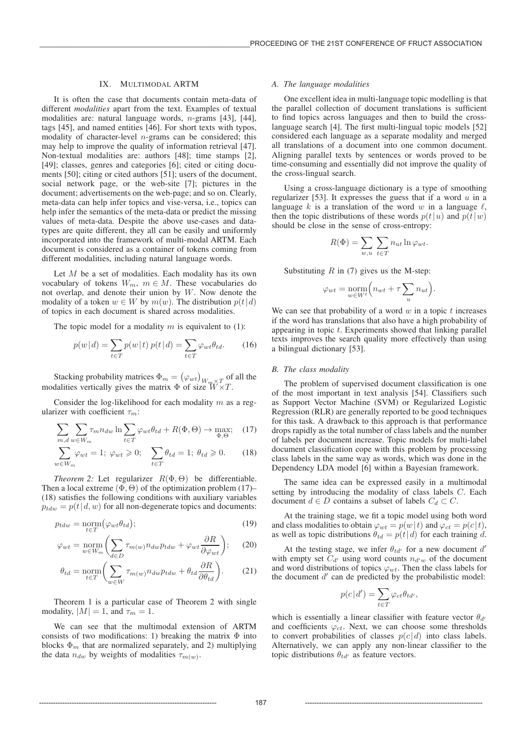## IX. Multimodal ARTM

It is often the case that documents contain meta-data of different *modalities* apart from the text. Examples of textual modalities are: natural language words, $n$-grams [43], [44], tags [45], and named entities [46]. For short texts with typos, modality of character-level $n$-grams can be considered; this may help to improve the quality of information retrieval [47]. Non-textual modalities are: authors [48]; time stamps [2], [49]; classes, genres and categories [6]; cited or citing documents [50]; citing or cited authors [51]; users of the document, social network page, or the web-site [7]; pictures in the document; advertisements on the web-page; and so on. Clearly, meta-data can help infer topics and vise-versa, i.e., topics can help infer the semantics of the meta-data or predict the missing values of meta-data. Despite the above use-cases and datatypes are quite different, they all can be easily and uniformly incorporated into the framework of multi-modal ARTM. Each document is considered as a container of tokens coming from different modalities, including natural language words.

Let $M$ be a set of modalities. Each modality has its own vocabulary of tokens $W_m$, $m \in M$. These vocabularies do not overlap, and denote their union by $W$. Now denote the modality of a token $w \in W$ by $m(w)$. The distribution $p(t\,|\,d)$ of topics in each document is shared across modalities.

The topic model for a modality $m$ is equivalent to (1):

$$p(w\,|\,d) = \sum_{t\in T} p(w\,|\,t)\, p(t\,|\,d) = \sum_{t\in T} \varphi_{wt}\theta_{td}. \qquad (16)$$

Stacking probability matrices $\Phi_m = \bigl(\varphi_{wt}\bigr)_{W_m \times T}$ of all the modalities vertically gives the matrix $\Phi$ of size $W \times T$.

Consider the log-likelihood for each modality $m$ as a regularizer with coefficient $\tau_m$:

$$\sum_{m,d}\sum_{w\in W_m} \tau_m n_{dw} \ln \sum_{t\in T} \varphi_{wt}\theta_{td} + R(\Phi,\Theta) \to \max_{\Phi,\Theta}; \qquad (17)$$

$$\sum_{w\in W_m} \varphi_{wt} = 1;\ \varphi_{wt} \geqslant 0; \quad \sum_{t\in T} \theta_{td} = 1;\ \theta_{td} \geqslant 0. \qquad (18)$$

*Theorem 2:* Let regularizer $R(\Phi,\Theta)$ be differentiable. Then a local extreme $(\Phi,\Theta)$ of the optimization problem (17)–(18) satisfies the following conditions with auxiliary variables $p_{tdw} = p(t\,|\,d,w)$ for all non-degenerate topics and documents:

$$p_{tdw} = \operatorname*{norm}_{t\in T}\bigl(\varphi_{wt}\theta_{td}\bigr); \qquad (19)$$

$$\varphi_{wt} = \operatorname*{norm}_{w\in W_m}\biggl(\sum_{d\in D} \tau_{m(w)} n_{dw} p_{tdw} + \varphi_{wt}\frac{\partial R}{\partial \varphi_{wt}}\biggr); \qquad (20)$$

$$\theta_{td} = \operatorname*{norm}_{t\in T}\biggl(\sum_{w\in W} \tau_{m(w)} n_{dw} p_{tdw} + \theta_{td}\frac{\partial R}{\partial \theta_{td}}\biggr). \qquad (21)$$

Theorem 1 is a particular case of Theorem 2 with single modality, $|M| = 1$, and $\tau_m = 1$.

We can see that the multimodal extension of ARTM consists of two modifications: 1) breaking the matrix $\Phi$ into blocks $\Phi_m$ that are normalized separately, and 2) multiplying the data $n_{dw}$ by weights of modalities $\tau_{m(w)}$.

### A. The language modalities

One excellent idea in multi-language topic modelling is that the parallel collection of document translations is sufficient to find topics across languages and then to build the cross-language search [4]. The first multi-lingual topic models [52] considered each language as a separate modality and merged all translations of a document into one common document. Aligning parallel texts by sentences or words proved to be time-consuming and essentially did not improve the quality of the cross-lingual search.

Using a cross-language dictionary is a type of smoothing regularizer [53]. It expresses the guess that if a word $u$ in a language $k$ is a translation of the word $w$ in a language $\ell$, then the topic distributions of these words $p(t\,|\,u)$ and $p(t\,|\,w)$ should be close in the sense of cross-entropy:

$$R(\Phi) = \sum_{w,u}\sum_{t\in T} n_{ut} \ln \varphi_{wt}.$$

Substituting $R$ in (7) gives us the M-step:

$$\varphi_{wt} = \operatorname*{norm}_{w\in W^\ell}\Bigl(n_{wt} + \tau \sum_{u} n_{ut}\Bigr).$$

We can see that probability of a word $w$ in a topic $t$ increases if the word has translations that also have a high probability of appearing in topic $t$. Experiments showed that linking parallel texts improves the search quality more effectively than using a bilingual dictionary [53].

### B. The class modality

The problem of supervised document classification is one of the most important in text analysis [54]. Classifiers such as Support Vector Machine (SVM) or Regularized Logistic Regression (RLR) are generally reported to be good techniques for this task. A drawback to this approach is that performance drops rapidly as the total number of class labels and the number of labels per document increase. Topic models for multi-label document classification cope with this problem by processing class labels in the same way as words, which was done in the Dependency LDA model [6] within a Bayesian framework.

The same idea can be expressed easily in a multimodal setting by introducing the modality of class labels $C$. Each document $d \in D$ contains a subset of labels $C_d \subset C$.

At the training stage, we fit a topic model using both word and class modalities to obtain $\varphi_{wt} = p(w\,|\,t)$ and $\varphi_{ct} = p(c\,|\,t)$, as well as topic distributions $\theta_{td} = p(t\,|\,d)$ for each training $d$.

At the testing stage, we infer $\theta_{td'}$ for a new document $d'$ with empty set $C_{d'}$ using word counts $n_{d'w}$ of the document and word distributions of topics $\varphi_{wt}$. Then the class labels for the document $d'$ can de predicted by the probabilistic model:

$$p(c\,|\,d') = \sum_{t\in T} \varphi_{ct}\theta_{td'},$$

which is essentially a linear classifier with feature vector $\theta_{d'}$ and coefficients $\varphi_{ct}$. Next, we can choose some thresholds to convert probabilities of classes $p(c\,|\,d)$ into class labels. Alternatively, we can apply any non-linear classifier to the topic distributions $\theta_{td'}$ as feature vectors.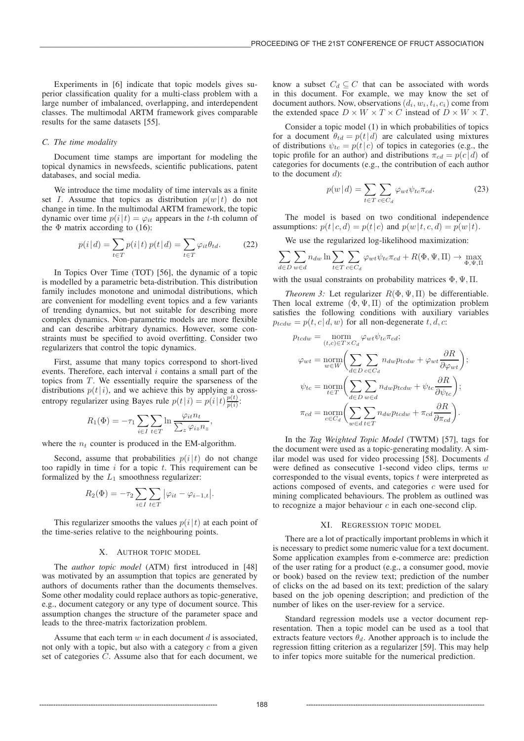Experiments in [6] indicate that topic models gives superior classification quality for a multi-class problem with a large number of imbalanced, overlapping, and interdependent classes. The multimodal ARTM framework gives comparable results for the same datasets [55].

### C. The time modality

Document time stamps are important for modeling the topical dynamics in newsfeeds, scientific publications, patent databases, and social media.

We introduce the time modality of time intervals as a finite set $I$. Assume that topics as distribution $p(w\,|\,t)$ do not change in time. In the multimodal ARTM framework, the topic dynamic over time $p(i\,|\,t) = \varphi_{it}$ appears in the $t$-th column of the $\Phi$ matrix according to (16):

$$p(i\,|\,d) = \sum_{t \in T} p(i\,|\,t)\, p(t\,|\,d) = \sum_{t \in T} \varphi_{it}\theta_{td}. \tag{22}$$

In Topics Over Time (TOT) [56], the dynamic of a topic is modelled by a parametric beta-distribution. This distribution family includes monotone and unimodal distributions, which are convenient for modelling event topics and a few variants of trending dynamics, but not suitable for describing more complex dynamics. Non-parametric models are more flexible and can describe arbitrary dynamics. However, some constraints must be specified to avoid overfitting. Consider two regularizers that control the topic dynamics.

First, assume that many topics correspond to short-lived events. Therefore, each interval $i$ contains a small part of the topics from $T$. We essentially require the sparseness of the distributions $p(t\,|\,i)$, and we achieve this by applying a cross-entropy regularizer using Bayes rule $p(t\,|\,i) = p(i\,|\,t)\frac{p(t)}{p(i)}$:

$$R_1(\Phi) = -\tau_1 \sum_{i \in I} \sum_{t \in T} \ln \frac{\varphi_{it} n_t}{\sum_z \varphi_{iz} n_z},$$

where the $n_t$ counter is produced in the EM-algorithm.

Second, assume that probabilities $p(i\,|\,t)$ do not change too rapidly in time $i$ for a topic $t$. This requirement can be formalized by the $L_1$ smoothness regularizer:

$$R_2(\Phi) = -\tau_2 \sum_{i \in I} \sum_{t \in T} \big|\varphi_{it} - \varphi_{i-1,t}\big|.$$

This regularizer smooths the values $p(i\,|\,t)$ at each point of the time-series relative to the neighbouring points.

## X. Author topic model

The *author topic model* (ATM) first introduced in [48] was motivated by an assumption that topics are generated by authors of documents rather than the documents themselves. Some other modality could replace authors as topic-generative, e.g., document category or any type of document source. This assumption changes the structure of the parameter space and leads to the three-matrix factorization problem.

Assume that each term $w$ in each document $d$ is associated, not only with a topic, but also with a category $c$ from a given set of categories $C$. Assume also that for each document, we know a subset $C_d \subseteq C$ that can be associated with words in this document. For example, we may know the set of document authors. Now, observations $(d_i, w_i, t_i, c_i)$ come from the extended space $D \times W \times T \times C$ instead of $D \times W \times T$.

Consider a topic model (1) in which probabilities of topics for a document $\theta_{td} = p(t\,|\,d)$ are calculated using mixtures of distributions $\psi_{tc} = p(t\,|\,c)$ of topics in categories (e.g., the topic profile for an author) and distributions $\pi_{cd} = p(c\,|\,d)$ of categories for documents (e.g., the contribution of each author to the document $d$):

$$p(w\,|\,d) = \sum_{t \in T} \sum_{c \in C_d} \varphi_{wt}\psi_{tc}\pi_{cd}. \tag{23}$$

The model is based on two conditional independence assumptions: $p(t\,|\,c, d) = p(t\,|\,c)$ and $p(w\,|\,t, c, d) = p(w\,|\,t)$.

We use the regularized log-likelihood maximization:

$$\sum_{d \in D} \sum_{w \in d} n_{dw} \ln \sum_{t \in T} \sum_{c \in C_d} \varphi_{wt}\psi_{tc}\pi_{cd} + R(\Phi, \Psi, \Pi) \to \max_{\Phi, \Psi, \Pi}$$

with the usual constraints on probability matrices $\Phi, \Psi, \Pi$.

*Theorem 3:* Let regularizer $R(\Phi, \Psi, \Pi)$ be differentiable. Then local extreme $(\Phi, \Psi, \Pi)$ of the optimization problem satisfies the following conditions with auxiliary variables $p_{tcdw} = p(t, c\,|\,d, w)$ for all non-degenerate $t, d, c$:

$$p_{tcdw} = \operatorname*{norm}_{(t,c) \in T \times C_d} \varphi_{wt}\psi_{tc}\pi_{cd};$$

$$\varphi_{wt} = \operatorname*{norm}_{w \in W}\bigg(\sum_{d \in D} \sum_{c \in C_d} n_{dw} p_{tcdw} + \varphi_{wt}\frac{\partial R}{\partial \varphi_{wt}}\bigg);$$

$$\psi_{tc} = \operatorname*{norm}_{t \in T}\bigg(\sum_{d \in D} \sum_{w \in d} n_{dw} p_{tcdw} + \psi_{tc}\frac{\partial R}{\partial \psi_{tc}}\bigg);$$

$$\pi_{cd} = \operatorname*{norm}_{c \in C_d}\bigg(\sum_{w \in d} \sum_{t \in T} n_{dw} p_{tcdw} + \pi_{cd}\frac{\partial R}{\partial \pi_{cd}}\bigg).$$

In the *Tag Weighted Topic Model* (TWTM) [57], tags for the document were used as a topic-generating modality. A similar model was used for video processing [58]. Documents $d$ were defined as consecutive 1-second video clips, terms $w$ corresponded to the visual events, topics $t$ were interpreted as actions composed of events, and categories $c$ were used for mining complicated behaviours. The problem as outlined was to recognize a major behaviour $c$ in each one-second clip.

## XI. Regression topic model

There are a lot of practically important problems in which it is necessary to predict some numeric value for a text document. Some application examples from e-commerce are: prediction of the user rating for a product (e.g., a consumer good, movie or book) based on the review text; prediction of the number of clicks on the ad based on its text; prediction of the salary based on the job opening description; and prediction of the number of likes on the user-review for a service.

Standard regression models use a vector document representation. Then a topic model can be used as a tool that extracts feature vectors $\theta_d$. Another approach is to include the regression fitting criterion as a regularizer [59]. This may help to infer topics more suitable for the numerical prediction.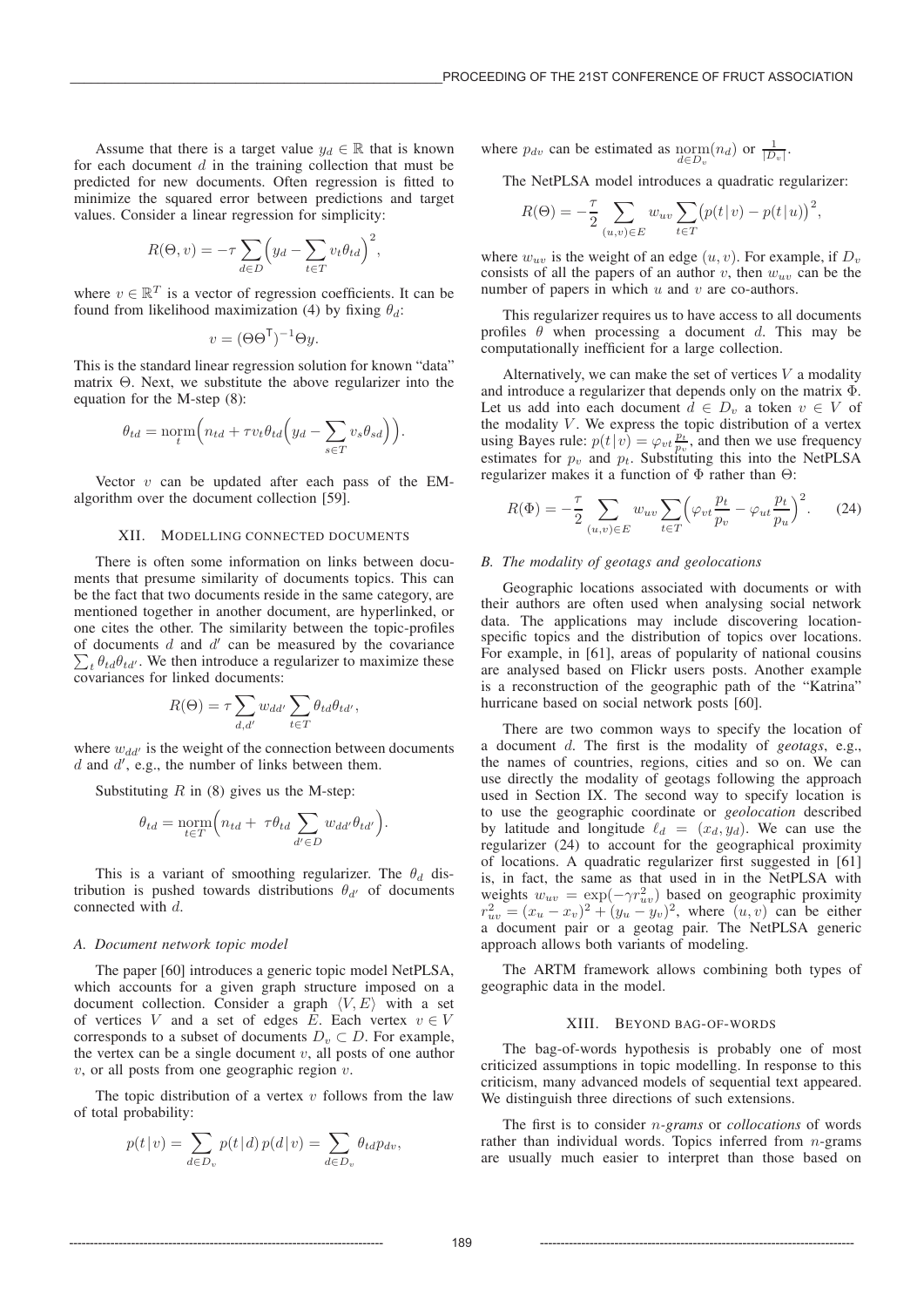Assume that there is a target value $y_d \in \mathbb{R}$ that is known for each document $d$ in the training collection that must be predicted for new documents. Often regression is fitted to minimize the squared error between predictions and target values. Consider a linear regression for simplicity:

$$R(\Theta, v) = -\tau \sum_{d \in D} \Big( y_d - \sum_{t \in T} v_t \theta_{td} \Big)^2,$$

where $v \in \mathbb{R}^T$ is a vector of regression coefficients. It can be found from likelihood maximization (4) by fixing $\theta_d$:

$$v = (\Theta\Theta^{\mathsf{T}})^{-1}\Theta y.$$

This is the standard linear regression solution for known "data" matrix $\Theta$. Next, we substitute the above regularizer into the equation for the M-step (8):

$$\theta_{td} = \operatorname*{norm}_{t} \Big( n_{td} + \tau v_t \theta_{td} \Big( y_d - \sum_{s \in T} v_s \theta_{sd} \Big) \Big).$$

Vector $v$ can be updated after each pass of the EM-algorithm over the document collection [59].

## XII. Modelling connected documents

There is often some information on links between documents that presume similarity of documents topics. This can be the fact that two documents reside in the same category, are mentioned together in another document, are hyperlinked, or one cites the other. The similarity between the topic-profiles of documents $d$ and $d'$ can be measured by the covariance $\sum_t \theta_{td}\theta_{td'}$. We then introduce a regularizer to maximize these covariances for linked documents:

$$R(\Theta) = \tau \sum_{d,d'} w_{dd'} \sum_{t \in T} \theta_{td}\theta_{td'},$$

where $w_{dd'}$ is the weight of the connection between documents $d$ and $d'$, e.g., the number of links between them.

Substituting $R$ in (8) gives us the M-step:

$$\theta_{td} = \operatorname*{norm}_{t \in T} \Big( n_{td} + \ \tau \theta_{td} \sum_{d' \in D} w_{dd'} \theta_{td'} \Big).$$

This is a variant of smoothing regularizer. The $\theta_d$ distribution is pushed towards distributions $\theta_{d'}$ of documents connected with $d$.

### A. Document network topic model

The paper [60] introduces a generic topic model NetPLSA, which accounts for a given graph structure imposed on a document collection. Consider a graph $\langle V, E \rangle$ with a set of vertices $V$ and a set of edges $E$. Each vertex $v \in V$ corresponds to a subset of documents $D_v \subset D$. For example, the vertex can be a single document $v$, all posts of one author $v$, or all posts from one geographic region $v$.

The topic distribution of a vertex $v$ follows from the law of total probability:

$$p(t \,|\, v) = \sum_{d \in D_v} p(t \,|\, d)\, p(d \,|\, v) = \sum_{d \in D_v} \theta_{td} p_{dv},$$

where $p_{dv}$ can be estimated as $\operatorname*{norm}_{d \in D_v}(n_d)$ or $\frac{1}{|D_v|}$.

The NetPLSA model introduces a quadratic regularizer:

$$R(\Theta) = -\frac{\tau}{2} \sum_{(u,v) \in E} w_{uv} \sum_{t \in T} \big( p(t \,|\, v) - p(t \,|\, u) \big)^2,$$

where $w_{uv}$ is the weight of an edge $(u, v)$. For example, if $D_v$ consists of all the papers of an author $v$, then $w_{uv}$ can be the number of papers in which $u$ and $v$ are co-authors.

This regularizer requires us to have access to all documents profiles $\theta$ when processing a document $d$. This may be computationally inefficient for a large collection.

Alternatively, we can make the set of vertices $V$ a modality and introduce a regularizer that depends only on the matrix $\Phi$. Let us add into each document $d \in D_v$ a token $v \in V$ of the modality $V$. We express the topic distribution of a vertex using Bayes rule: $p(t \,|\, v) = \varphi_{vt} \frac{p_t}{p_v}$, and then we use frequency estimates for $p_v$ and $p_t$. Substituting this into the NetPLSA regularizer makes it a function of $\Phi$ rather than $\Theta$:

$$R(\Phi) = -\frac{\tau}{2} \sum_{(u,v) \in E} w_{uv} \sum_{t \in T} \Big( \varphi_{vt} \frac{p_t}{p_v} - \varphi_{ut} \frac{p_t}{p_u} \Big)^2. \qquad (24)$$

### B. The modality of geotags and geolocations

Geographic locations associated with documents or with their authors are often used when analysing social network data. The applications may include discovering location-specific topics and the distribution of topics over locations. For example, in [61], areas of popularity of national cousins are analysed based on Flickr users posts. Another example is a reconstruction of the geographic path of the "Katrina" hurricane based on social network posts [60].

There are two common ways to specify the location of a document $d$. The first is the modality of *geotags*, e.g., the names of countries, regions, cities and so on. We can use directly the modality of geotags following the approach used in Section IX. The second way to specify location is to use the geographic coordinate or *geolocation* described by latitude and longitude $\ell_d = (x_d, y_d)$. We can use the regularizer (24) to account for the geographical proximity of locations. A quadratic regularizer first suggested in [61] is, in fact, the same as that used in in the NetPLSA with weights $w_{uv} = \exp(-\gamma r_{uv}^2)$ based on geographic proximity $r_{uv}^2 = (x_u - x_v)^2 + (y_u - y_v)^2$, where $(u, v)$ can be either a document pair or a geotag pair. The NetPLSA generic approach allows both variants of modeling.

The ARTM framework allows combining both types of geographic data in the model.

## XIII. Beyond bag-of-words

The bag-of-words hypothesis is probably one of most criticized assumptions in topic modelling. In response to this criticism, many advanced models of sequential text appeared. We distinguish three directions of such extensions.

The first is to consider *n-grams* or *collocations* of words rather than individual words. Topics inferred from $n$-grams are usually much easier to interpret than those based on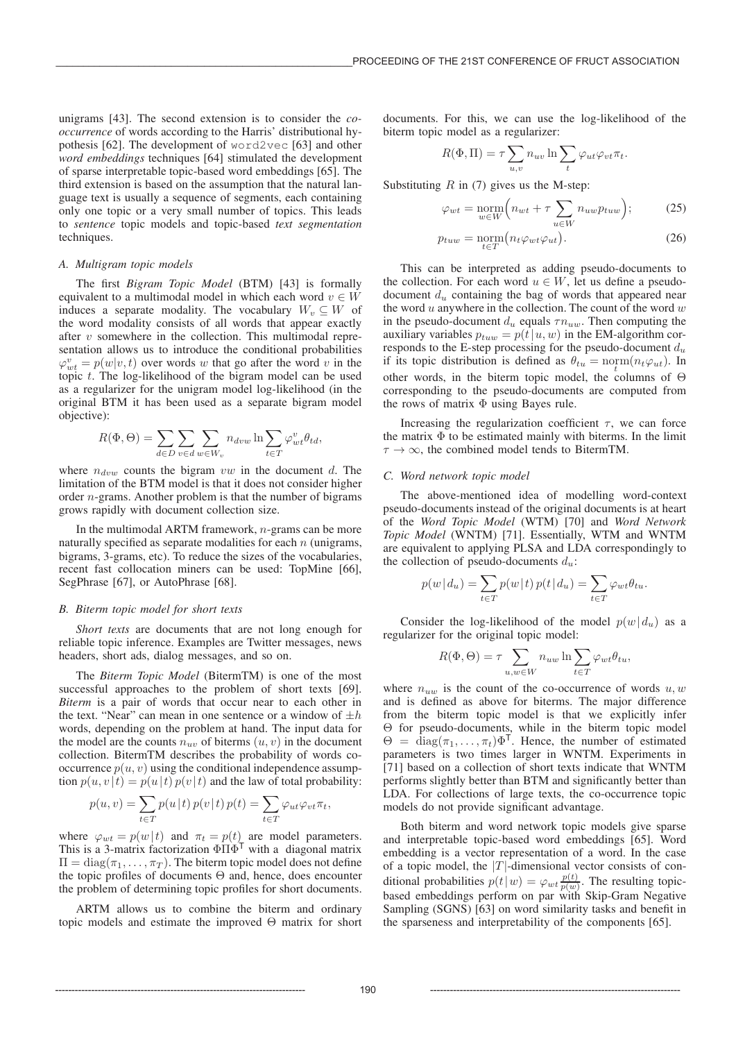unigrams [43]. The second extension is to consider the *co-occurrence* of words according to the Harris' distributional hypothesis [62]. The development of `word2vec` [63] and other *word embeddings* techniques [64] stimulated the development of sparse interpretable topic-based word embeddings [65]. The third extension is based on the assumption that the natural language text is usually a sequence of segments, each containing only one topic or a very small number of topics. This leads to *sentence* topic models and topic-based *text segmentation* techniques.

### A. Multigram topic models

The first *Bigram Topic Model* (BTM) [43] is formally equivalent to a multimodal model in which each word $v \in W$ induces a separate modality. The vocabulary $W_v \subseteq W$ of the word modality consists of all words that appear exactly after $v$ somewhere in the collection. This multimodal representation allows us to introduce the conditional probabilities $\varphi^v_{wt} = p(w|v,t)$ over words $w$ that go after the word $v$ in the topic $t$. The log-likelihood of the bigram model can be used as a regularizer for the unigram model log-likelihood (in the original BTM it has been used as a separate bigram model objective):

$$R(\Phi,\Theta) = \sum_{d\in D}\sum_{v\in d}\sum_{w\in W_v} n_{dvw} \ln \sum_{t\in T} \varphi^v_{wt}\theta_{td},$$

where $n_{dvw}$ counts the bigram $vw$ in the document $d$. The limitation of the BTM model is that it does not consider higher order $n$-grams. Another problem is that the number of bigrams grows rapidly with document collection size.

In the multimodal ARTM framework, $n$-grams can be more naturally specified as separate modalities for each $n$ (unigrams, bigrams, 3-grams, etc). To reduce the sizes of the vocabularies, recent fast collocation miners can be used: TopMine [66], SegPhrase [67], or AutoPhrase [68].

### B. Biterm topic model for short texts

*Short texts* are documents that are not long enough for reliable topic inference. Examples are Twitter messages, news headers, short ads, dialog messages, and so on.

The *Biterm Topic Model* (BitermTM) is one of the most successful approaches to the problem of short texts [69]. *Biterm* is a pair of words that occur near to each other in the text. "Near" can mean in one sentence or a window of $\pm h$ words, depending on the problem at hand. The input data for the model are the counts $n_{uv}$ of biterms $(u, v)$ in the document collection. BitermTM describes the probability of words co-occurrence $p(u, v)$ using the conditional independence assumption $p(u, v\,|\,t) = p(u\,|\,t)\,p(v\,|\,t)$ and the law of total probability:

$$p(u,v) = \sum_{t\in T} p(u\,|\,t)\,p(v\,|\,t)\,p(t) = \sum_{t\in T} \varphi_{ut}\varphi_{vt}\pi_t,$$

where $\varphi_{wt} = p(w\,|\,t)$ and $\pi_t = p(t)$ are model parameters. This is a 3-matrix factorization $\Phi\Pi\Phi^{\mathsf{T}}$ with a diagonal matrix $\Pi = \mathrm{diag}(\pi_1, \dots, \pi_T)$. The biterm topic model does not define the topic profiles of documents $\Theta$ and, hence, does encounter the problem of determining topic profiles for short documents.

ARTM allows us to combine the biterm and ordinary topic models and estimate the improved $\Theta$ matrix for short documents. For this, we can use the log-likelihood of the biterm topic model as a regularizer:

$$R(\Phi,\Pi) = \tau \sum_{u,v} n_{uv} \ln \sum_t \varphi_{ut}\varphi_{vt}\pi_t.$$

Substituting $R$ in (7) gives us the M-step:

$$\varphi_{wt} = \underset{w\in W}{\mathrm{norm}}\Big(n_{wt} + \tau \sum_{u\in W} n_{uw}p_{tuw}\Big); \tag{25}$$

$$p_{tuw} = \underset{t\in T}{\mathrm{norm}}\big(n_t\varphi_{wt}\varphi_{ut}\big). \tag{26}$$

This can be interpreted as adding pseudo-documents to the collection. For each word $u \in W$, let us define a pseudo-document $d_u$ containing the bag of words that appeared near the word $u$ anywhere in the collection. The count of the word $w$ in the pseudo-document $d_u$ equals $\tau n_{uw}$. Then computing the auxiliary variables $p_{tuw} = p(t\,|\,u, w)$ in the EM-algorithm corresponds to the E-step processing for the pseudo-document $d_u$ if its topic distribution is defined as $\theta_{tu} = \mathrm{norm}_t(n_t\varphi_{ut})$. In other words, in the biterm topic model, the columns of $\Theta$ corresponding to the pseudo-documents are computed from the rows of matrix $\Phi$ using Bayes rule.

Increasing the regularization coefficient $\tau$, we can force the matrix $\Phi$ to be estimated mainly with biterms. In the limit $\tau \to \infty$, the combined model tends to BitermTM.

### C. Word network topic model

The above-mentioned idea of modelling word-context pseudo-documents instead of the original documents is at heart of the *Word Topic Model* (WTM) [70] and *Word Network Topic Model* (WNTM) [71]. Essentially, WTM and WNTM are equivalent to applying PLSA and LDA correspondingly to the collection of pseudo-documents $d_u$:

$$p(w\,|\,d_u) = \sum_{t\in T} p(w\,|\,t)\,p(t\,|\,d_u) = \sum_{t\in T} \varphi_{wt}\theta_{tu}.$$

Consider the log-likelihood of the model $p(w\,|\,d_u)$ as a regularizer for the original topic model:

$$R(\Phi,\Theta) = \tau \sum_{u,w\in W} n_{uw} \ln \sum_{t\in T} \varphi_{wt}\theta_{tu},$$

where $n_{uw}$ is the count of the co-occurrence of words $u, w$ and is defined as above for biterms. The major difference from the biterm topic model is that we explicitly infer $\Theta$ for pseudo-documents, while in the biterm topic model $\Theta = \mathrm{diag}(\pi_1, \dots, \pi_t)\Phi^{\mathsf{T}}$. Hence, the number of estimated parameters is two times larger in WNTM. Experiments in [71] based on a collection of short texts indicate that WNTM performs slightly better than BTM and significantly better than LDA. For collections of large texts, the co-occurrence topic models do not provide significant advantage.

Both biterm and word network topic models give sparse and interpretable topic-based word embeddings [65]. Word embedding is a vector representation of a word. In the case of a topic model, the $|T|$-dimensional vector consists of conditional probabilities $p(t\,|\,w) = \varphi_{wt}\frac{p(t)}{p(w)}$. The resulting topic-based embeddings perform on par with Skip-Gram Negative Sampling (SGNS) [63] on word similarity tasks and benefit in the sparseness and interpretability of the components [65].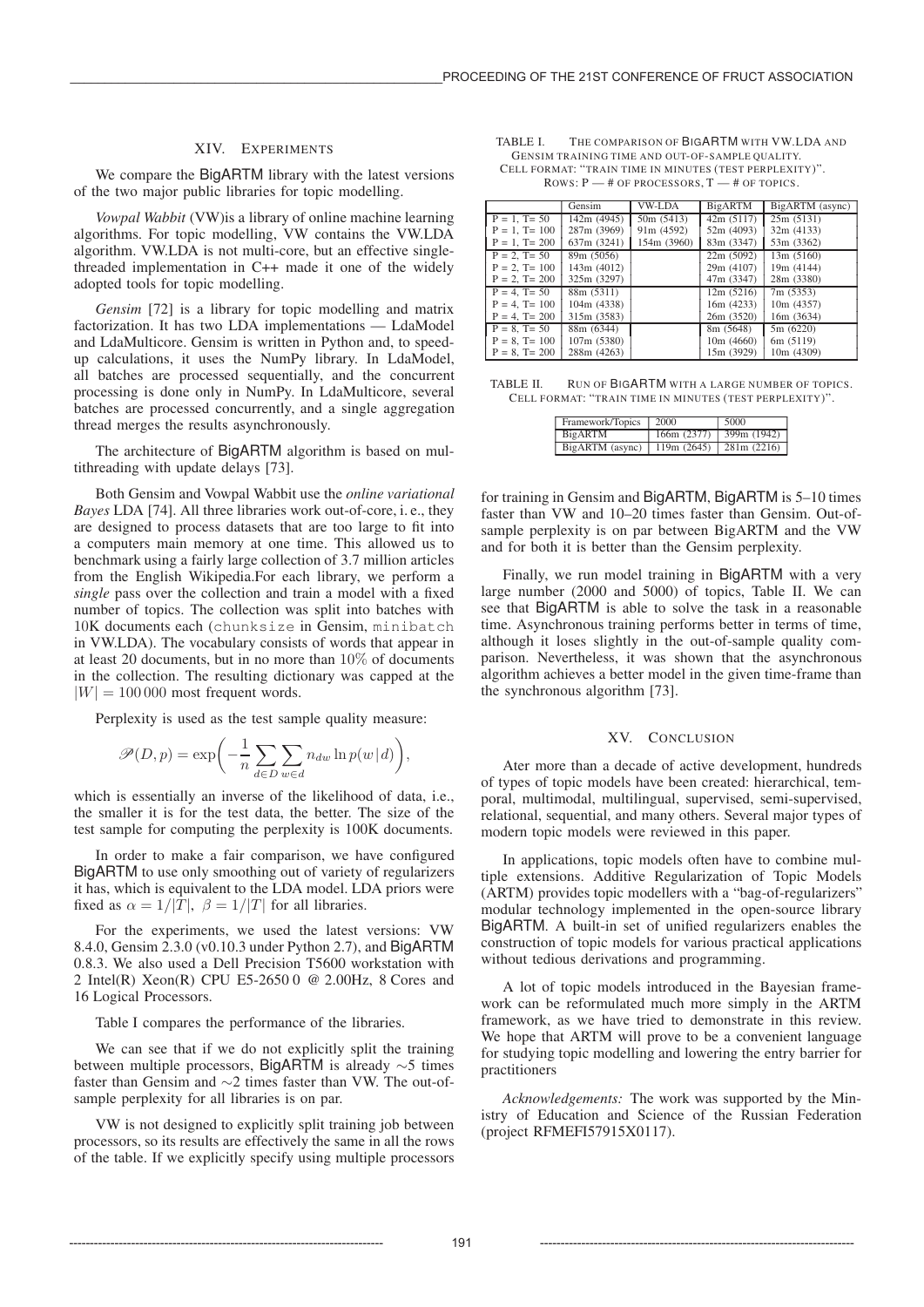## XIV. EXPERIMENTS

We compare the BigARTM library with the latest versions of the two major public libraries for topic modelling.

*Vowpal Wabbit* (VW)is a library of online machine learning algorithms. For topic modelling, VW contains the VW.LDA algorithm. VW.LDA is not multi-core, but an effective single-threaded implementation in C++ made it one of the widely adopted tools for topic modelling.

*Gensim* [72] is a library for topic modelling and matrix factorization. It has two LDA implementations — LdaModel and LdaMulticore. Gensim is written in Python and, to speed-up calculations, it uses the NumPy library. In LdaModel, all batches are processed sequentially, and the concurrent processing is done only in NumPy. In LdaMulticore, several batches are processed concurrently, and a single aggregation thread merges the results asynchronously.

The architecture of BigARTM algorithm is based on multithreading with update delays [73].

Both Gensim and Vowpal Wabbit use the *online variational Bayes* LDA [74]. All three libraries work out-of-core, i. e., they are designed to process datasets that are too large to fit into a computers main memory at one time. This allowed us to benchmark using a fairly large collection of 3.7 million articles from the English Wikipedia.For each library, we perform a *single* pass over the collection and train a model with a fixed number of topics. The collection was split into batches with 10K documents each (`chunksize` in Gensim, `minibatch` in VW.LDA). The vocabulary consists of words that appear in at least 20 documents, but in no more than 10% of documents in the collection. The resulting dictionary was capped at the $|W| = 100\,000$ most frequent words.

Perplexity is used as the test sample quality measure:

$$\mathscr{P}(D, p) = \exp\biggl(-\frac{1}{n}\sum_{d\in D}\sum_{w\in d} n_{dw} \ln p(w\,|\,d)\biggr),$$

which is essentially an inverse of the likelihood of data, i.e., the smaller it is for the test data, the better. The size of the test sample for computing the perplexity is 100K documents.

In order to make a fair comparison, we have configured BigARTM to use only smoothing out of variety of regularizers it has, which is equivalent to the LDA model. LDA priors were fixed as $\alpha = 1/|T|$, $\beta = 1/|T|$ for all libraries.

For the experiments, we used the latest versions: VW 8.4.0, Gensim 2.3.0 (v0.10.3 under Python 2.7), and BigARTM 0.8.3. We also used a Dell Precision T5600 workstation with 2 Intel(R) Xeon(R) CPU E5-2650 0 @ 2.00Hz, 8 Cores and 16 Logical Processors.

Table I compares the performance of the libraries.

We can see that if we do not explicitly split the training between multiple processors, BigARTM is already ∼5 times faster than Gensim and ∼2 times faster than VW. The out-of-sample perplexity for all libraries is on par.

VW is not designed to explicitly split training job between processors, so its results are effectively the same in all the rows of the table. If we explicitly specify using multiple processors for training in Gensim and BigARTM, BigARTM is 5–10 times faster than VW and 10–20 times faster than Gensim. Out-of-sample perplexity is on par between BigARTM and the VW and for both it is better than the Gensim perplexity.

Finally, we run model training in BigARTM with a very large number (2000 and 5000) of topics, Table II. We can see that BigARTM is able to solve the task in a reasonable time. Asynchronous training performs better in terms of time, although it loses slightly in the out-of-sample quality comparison. Nevertheless, it was shown that the asynchronous algorithm achieves a better model in the given time-frame than the synchronous algorithm [73].

TABLE I. THE COMPARISON OF BIGARTM WITH VW.LDA AND GENSIM TRAINING TIME AND OUT-OF-SAMPLE QUALITY. CELL FORMAT: "TRAIN TIME IN MINUTES (TEST PERPLEXITY)". ROWS: P — # OF PROCESSORS, T — # OF TOPICS.

| | Gensim | VW-LDA | BigARTM | BigARTM (async) |
|---|---|---|---|---|
| P = 1, T= 50 | 142m (4945) | 50m (5413) | 42m (5117) | 25m (5131) |
| P = 1, T= 100 | 287m (3969) | 91m (4592) | 52m (4093) | 32m (4133) |
| P = 1, T= 200 | 637m (3241) | 154m (3960) | 83m (3347) | 53m (3362) |
| P = 2, T= 50 | 89m (5056) | | 22m (5092) | 13m (5160) |
| P = 2, T= 100 | 143m (4012) | | 29m (4107) | 19m (4144) |
| P = 2, T= 200 | 325m (3297) | | 47m (3347) | 28m (3380) |
| P = 4, T= 50 | 88m (5311) | | 12m (5216) | 7m (5353) |
| P = 4, T= 100 | 104m (4338) | | 16m (4233) | 10m (4357) |
| P = 4, T= 200 | 315m (3583) | | 26m (3520) | 16m (3634) |
| P = 8, T= 50 | 88m (6344) | | 8m (5648) | 5m (6220) |
| P = 8, T= 100 | 107m (5380) | | 10m (4660) | 6m (5119) |
| P = 8, T= 200 | 288m (4263) | | 15m (3929) | 10m (4309) |

TABLE II. RUN OF BIGARTM WITH A LARGE NUMBER OF TOPICS. CELL FORMAT: "TRAIN TIME IN MINUTES (TEST PERPLEXITY)".

| Framework/Topics | 2000 | 5000 |
|---|---|---|
| BigARTM | 166m (2377) | 399m (1942) |
| BigARTM (async) | 119m (2645) | 281m (2216) |

## XV. CONCLUSION

Ater more than a decade of active development, hundreds of types of topic models have been created: hierarchical, temporal, multimodal, multilingual, supervised, semi-supervised, relational, sequential, and many others. Several major types of modern topic models were reviewed in this paper.

In applications, topic models often have to combine multiple extensions. Additive Regularization of Topic Models (ARTM) provides topic modellers with a "bag-of-regularizers" modular technology implemented in the open-source library BigARTM. A built-in set of unified regularizers enables the construction of topic models for various practical applications without tedious derivations and programming.

A lot of topic models introduced in the Bayesian framework can be reformulated much more simply in the ARTM framework, as we have tried to demonstrate in this review. We hope that ARTM will prove to be a convenient language for studying topic modelling and lowering the entry barrier for practitioners

*Acknowledgements:* The work was supported by the Ministry of Education and Science of the Russian Federation (project RFMEFI57915X0117).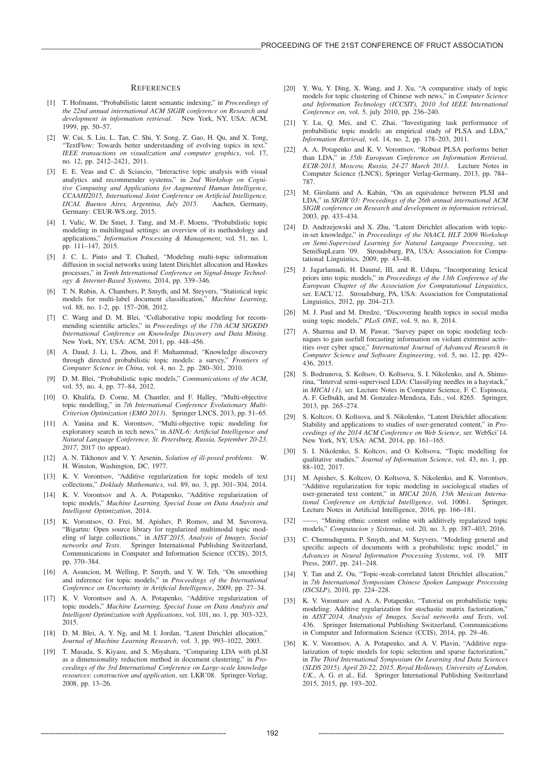## References

[1] T. Hofmann, "Probabilistic latent semantic indexing," in *Proceedings of the 22nd annual international ACM SIGIR conference on Research and development in information retrieval*. New York, NY, USA: ACM, 1999, pp. 50–57.

[2] W. Cui, S. Liu, L. Tan, C. Shi, Y. Song, Z. Gao, H. Qu, and X. Tong, "TextFlow: Towards better understanding of evolving topics in text." *IEEE transactions on visualization and computer graphics*, vol. 17, no. 12, pp. 2412–2421, 2011.

[3] E. E. Veas and C. di Sciascio, "Interactive topic analysis with visual analytics and recommender systems," in *2nd Workshop on Cognitive Computing and Applications for Augmented Human Intelligence, CCAAHI2015, International Joint Conference on Artificial Intelligence, IJCAI, Buenos Aires, Argentina, July 2015*. Aachen, Germany, Germany: CEUR-WS.org, 2015.

[4] I. Vulic, W. De Smet, J. Tang, and M.-F. Moens, "Probabilistic topic modeling in multilingual settings: an overview of its methodology and applications," *Information Processing & Management*, vol. 51, no. 1, pp. 111–147, 2015.

[5] J. C. L. Pinto and T. Chahed, "Modeling multi-topic information diffusion in social networks using latent Dirichlet allocation and Hawkes processes," in *Tenth International Conference on Signal-Image Technology & Internet-Based Systems*, 2014, pp. 339–346.

[6] T. N. Rubin, A. Chambers, P. Smyth, and M. Steyvers, "Statistical topic models for multi-label document classification," *Machine Learning*, vol. 88, no. 1-2, pp. 157–208, 2012.

[7] C. Wang and D. M. Blei, "Collaborative topic modeling for recommending scientific articles," in *Proceedings of the 17th ACM SIGKDD International Conference on Knowledge Discovery and Data Mining*. New York, NY, USA: ACM, 2011, pp. 448–456.

[8] A. Daud, J. Li, L. Zhou, and F. Muhammad, "Knowledge discovery through directed probabilistic topic models: a survey," *Frontiers of Computer Science in China*, vol. 4, no. 2, pp. 280–301, 2010.

[9] D. M. Blei, "Probabilistic topic models," *Communications of the ACM*, vol. 55, no. 4, pp. 77–84, 2012.

[10] O. Khalifa, D. Corne, M. Chantler, and F. Halley, "Multi-objective topic modelling," in *7th International Conference Evolutionary Multi-Criterion Optimization (EMO 2013)*. Springer LNCS, 2013, pp. 51–65.

[11] A. Yanina and K. Vorontsov, "Multi-objective topic modeling for exploratory search in tech news," in *AINL-6: Artificial Intelligence and Natural Language Conference, St. Petersburg, Russia, September 20-23, 2017*, 2017 (to appear).

[12] A. N. Tikhonov and V. Y. Arsenin, *Solution of ill-posed problems*. W. H. Winston, Washington, DC, 1977.

[13] K. V. Vorontsov, "Additive regularization for topic models of text collections," *Doklady Mathematics*, vol. 89, no. 3, pp. 301–304, 2014.

[14] K. V. Vorontsov and A. A. Potapenko, "Additive regularization of topic models," *Machine Learning, Special Issue on Data Analysis and Intelligent Optimization*, 2014.

[15] K. Vorontsov, O. Frei, M. Apishev, P. Romov, and M. Suvorova, "Bigartm: Open source library for regularized multimodal topic modeling of large collections," in *AIST'2015, Analysis of Images, Social networks and Texts*. Springer International Publishing Switzerland, Communications in Computer and Information Science (CCIS), 2015, pp. 370–384.

[16] A. Asuncion, M. Welling, P. Smyth, and Y. W. Teh, "On smoothing and inference for topic models," in *Proceedings of the International Conference on Uncertainty in Artificial Intelligence*, 2009, pp. 27–34.

[17] K. V. Vorontsov and A. A. Potapenko, "Additive regularization of topic models," *Machine Learning, Special Issue on Data Analysis and Intelligent Optimization with Applications*, vol. 101, no. 1, pp. 303–323, 2015.

[18] D. M. Blei, A. Y. Ng, and M. I. Jordan, "Latent Dirichlet allocation," *Journal of Machine Learning Research*, vol. 3, pp. 993–1022, 2003.

[19] T. Masada, S. Kiyasu, and S. Miyahara, "Comparing LDA with pLSI as a dimensionality reduction method in document clustering," in *Proceedings of the 3rd International Conference on Large-scale knowledge resources: construction and application*, ser. LKR'08. Springer-Verlag, 2008, pp. 13–26.

[20] Y. Wu, Y. Ding, X. Wang, and J. Xu, "A comparative study of topic models for topic clustering of Chinese web news," in *Computer Science and Information Technology (ICCSIT), 2010 3rd IEEE International Conference on*, vol. 5, july 2010, pp. 236–240.

[21] Y. Lu, Q. Mei, and C. Zhai, "Investigating task performance of probabilistic topic models: an empirical study of PLSA and LDA," *Information Retrieval*, vol. 14, no. 2, pp. 178–203, 2011.

[22] A. A. Potapenko and K. V. Vorontsov, "Robust PLSA performs better than LDA," in *35th European Conference on Information Retrieval, ECIR-2013, Moscow, Russia, 24-27 March 2013*. Lecture Notes in Computer Science (LNCS), Springer Verlag-Germany, 2013, pp. 784–787.

[23] M. Girolami and A. Kabán, "On an equivalence between PLSI and LDA," in *SIGIR'03: Proceedings of the 26th annual international ACM SIGIR conference on Research and development in informaion retrieval*, 2003, pp. 433–434.

[24] D. Andrzejewski and X. Zhu, "Latent Dirichlet allocation with topic-in-set knowledge," in *Proceedings of the NAACL HLT 2009 Workshop on Semi-Supervised Learning for Natural Language Processing*, ser. SemiSupLearn '09. Stroudsburg, PA, USA: Association for Computational Linguistics, 2009, pp. 43–48.

[25] J. Jagarlamudi, H. Daumé, III, and R. Udupa, "Incorporating lexical priors into topic models," in *Proceedings of the 13th Conference of the European Chapter of the Association for Computational Linguistics*, ser. EACL'12. Stroudsburg, PA, USA: Association for Computational Linguistics, 2012, pp. 204–213.

[26] M. J. Paul and M. Dredze, "Discovering health topics in social media using topic models," *PLoS ONE*, vol. 9, no. 8, 2014.

[27] A. Sharma and D. M. Pawar, "Survey paper on topic modeling techniques to gain usefull forcasting information on violant extremist activities over cyber space," *International Journal of Advanced Research in Computer Science and Software Engineering*, vol. 5, no. 12, pp. 429–436, 2015.

[28] S. Bodrunova, S. Koltsov, O. Koltsova, S. I. Nikolenko, and A. Shimorina, "Interval semi-supervised LDA: Classifying needles in a haystack," in *MICAI (1)*, ser. Lecture Notes in Computer Science, F. C. Espinoza, A. F. Gelbukh, and M. Gonzalez-Mendoza, Eds., vol. 8265. Springer, 2013, pp. 265–274.

[29] S. Koltcov, O. Koltsova, and S. Nikolenko, "Latent Dirichlet allocation: Stability and applications to studies of user-generated content," in *Proceedings of the 2014 ACM Conference on Web Science*, ser. WebSci'14. New York, NY, USA: ACM, 2014, pp. 161–165.

[30] S. I. Nikolenko, S. Koltcov, and O. Koltsova, "Topic modelling for qualitative studies," *Journal of Information Science*, vol. 43, no. 1, pp. 88–102, 2017.

[31] M. Apishev, S. Koltcov, O. Koltsova, S. Nikolenko, and K. Vorontsov, "Additive regularization for topic modeling in sociological studies of user-generated text content," in *MICAI 2016, 15th Mexican International Conference on Artificial Intelligence*, vol. 10061. Springer, Lecture Notes in Artificial Intelligence, 2016, pp. 166–181.

[32] ——, "Mining ethnic content online with additively regularized topic models," *Computacion y Sistemas*, vol. 20, no. 3, pp. 387–403, 2016.

[33] C. Chemudugunta, P. Smyth, and M. Steyvers, "Modeling general and specific aspects of documents with a probabilistic topic model," in *Advances in Neural Information Processing Systems*, vol. 19. MIT Press, 2007, pp. 241–248.

[34] Y. Tan and Z. Ou, "Topic-weak-correlated latent Dirichlet allocation," in *7th International Symposium Chinese Spoken Language Processing (ISCSLP)*, 2010, pp. 224–228.

[35] K. V. Vorontsov and A. A. Potapenko, "Tutorial on probabilistic topic modeling: Additive regularization for stochastic matrix factorization," in *AIST'2014, Analysis of Images, Social networks and Texts*, vol. 436. Springer International Publishing Switzerland, Communications in Computer and Information Science (CCIS), 2014, pp. 29–46.

[36] K. V. Vorontsov, A. A. Potapenko, and A. V. Plavin, "Additive regularization of topic models for topic selection and sparse factorization," in *The Third International Symposium On Learning And Data Sciences (SLDS 2015). April 20-22, 2015. Royal Holloway, University of London, UK.*, A. G. et al., Ed. Springer International Publishing Switzerland 2015, 2015, pp. 193–202.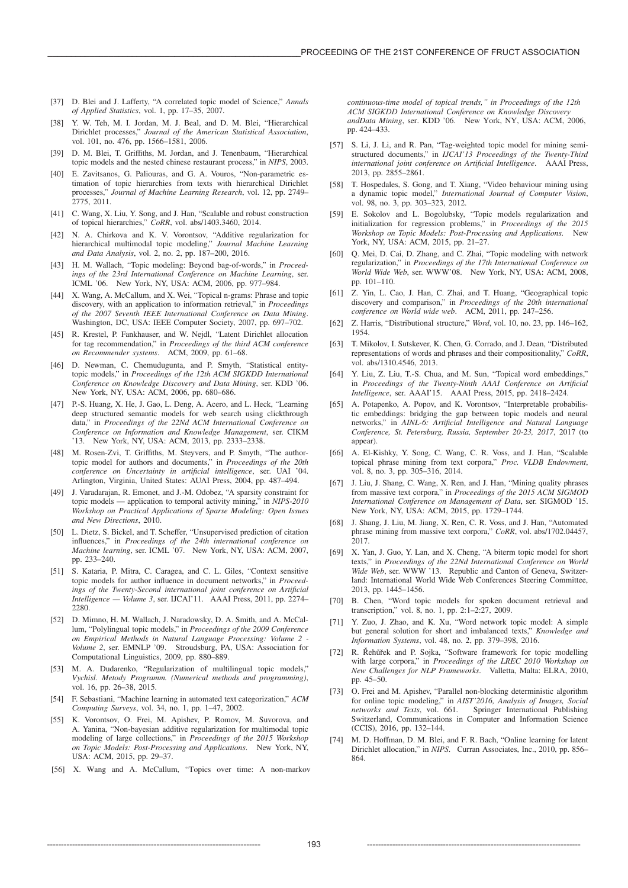[37] D. Blei and J. Lafferty, "A correlated topic model of Science," *Annals of Applied Statistics*, vol. 1, pp. 17–35, 2007.

[38] Y. W. Teh, M. I. Jordan, M. J. Beal, and D. M. Blei, "Hierarchical Dirichlet processes," *Journal of the American Statistical Association*, vol. 101, no. 476, pp. 1566–1581, 2006.

[39] D. M. Blei, T. Griffiths, M. Jordan, and J. Tenenbaum, "Hierarchical topic models and the nested chinese restaurant process," in *NIPS*, 2003.

[40] E. Zavitsanos, G. Paliouras, and G. A. Vouros, "Non-parametric estimation of topic hierarchies from texts with hierarchical Dirichlet processes," *Journal of Machine Learning Research*, vol. 12, pp. 2749–2775, 2011.

[41] C. Wang, X. Liu, Y. Song, and J. Han, "Scalable and robust construction of topical hierarchies," *CoRR*, vol. abs/1403.3460, 2014.

[42] N. A. Chirkova and K. V. Vorontsov, "Additive regularization for hierarchical multimodal topic modeling," *Journal Machine Learning and Data Analysis*, vol. 2, no. 2, pp. 187–200, 2016.

[43] H. M. Wallach, "Topic modeling: Beyond bag-of-words," in *Proceedings of the 23rd International Conference on Machine Learning*, ser. ICML '06. New York, NY, USA: ACM, 2006, pp. 977–984.

[44] X. Wang, A. McCallum, and X. Wei, "Topical n-grams: Phrase and topic discovery, with an application to information retrieval," in *Proceedings of the 2007 Seventh IEEE International Conference on Data Mining*. Washington, DC, USA: IEEE Computer Society, 2007, pp. 697–702.

[45] R. Krestel, P. Fankhauser, and W. Nejdl, "Latent Dirichlet allocation for tag recommendation," in *Proceedings of the third ACM conference on Recommender systems*. ACM, 2009, pp. 61–68.

[46] D. Newman, C. Chemudugunta, and P. Smyth, "Statistical entity-topic models," in *Proceedings of the 12th ACM SIGKDD International Conference on Knowledge Discovery and Data Mining*, ser. KDD '06. New York, NY, USA: ACM, 2006, pp. 680–686.

[47] P.-S. Huang, X. He, J. Gao, L. Deng, A. Acero, and L. Heck, "Learning deep structured semantic models for web search using clickthrough data," in *Proceedings of the 22Nd ACM International Conference on Conference on Information and Knowledge Management*, ser. CIKM '13. New York, NY, USA: ACM, 2013, pp. 2333–2338.

[48] M. Rosen-Zvi, T. Griffiths, M. Steyvers, and P. Smyth, "The author-topic model for authors and documents," in *Proceedings of the 20th conference on Uncertainty in artificial intelligence*, ser. UAI '04. Arlington, Virginia, United States: AUAI Press, 2004, pp. 487–494.

[49] J. Varadarajan, R. Emonet, and J.-M. Odobez, "A sparsity constraint for topic models — application to temporal activity mining," in *NIPS-2010 Workshop on Practical Applications of Sparse Modeling: Open Issues and New Directions*, 2010.

[50] L. Dietz, S. Bickel, and T. Scheffer, "Unsupervised prediction of citation influences," in *Proceedings of the 24th international conference on Machine learning*, ser. ICML '07. New York, NY, USA: ACM, 2007, pp. 233–240.

[51] S. Kataria, P. Mitra, C. Caragea, and C. L. Giles, "Context sensitive topic models for author influence in document networks," in *Proceedings of the Twenty-Second international joint conference on Artificial Intelligence — Volume 3*, ser. IJCAI'11. AAAI Press, 2011, pp. 2274–2280.

[52] D. Mimno, H. M. Wallach, J. Naradowsky, D. A. Smith, and A. McCallum, "Polylingual topic models," in *Proceedings of the 2009 Conference on Empirical Methods in Natural Language Processing: Volume 2 - Volume 2*, ser. EMNLP '09. Stroudsburg, PA, USA: Association for Computational Linguistics, 2009, pp. 880–889.

[53] M. A. Dudarenko, "Regularization of multilingual topic models," *Vychisl. Metody Programm. (Numerical methods and programming)*, vol. 16, pp. 26–38, 2015.

[54] F. Sebastiani, "Machine learning in automated text categorization," *ACM Computing Surveys*, vol. 34, no. 1, pp. 1–47, 2002.

[55] K. Vorontsov, O. Frei, M. Apishev, P. Romov, M. Suvorova, and A. Yanina, "Non-bayesian additive regularization for multimodal topic modeling of large collections," in *Proceedings of the 2015 Workshop on Topic Models: Post-Processing and Applications*. New York, NY, USA: ACM, 2015, pp. 29–37.

[56] X. Wang and A. McCallum, "Topics over time: A non-markov continuous-time model of topical trends," in *Proceedings of the 12th ACM SIGKDD International Conference on Knowledge Discovery andData Mining*, ser. KDD '06. New York, NY, USA: ACM, 2006, pp. 424–433.

[57] S. Li, J. Li, and R. Pan, "Tag-weighted topic model for mining semi-structured documents," in *IJCAI'13 Proceedings of the Twenty-Third international joint conference on Artificial Intelligence*. AAAI Press, 2013, pp. 2855–2861.

[58] T. Hospedales, S. Gong, and T. Xiang, "Video behaviour mining using a dynamic topic model," *International Journal of Computer Vision*, vol. 98, no. 3, pp. 303–323, 2012.

[59] E. Sokolov and L. Bogolubsky, "Topic models regularization and initialization for regression problems," in *Proceedings of the 2015 Workshop on Topic Models: Post-Processing and Applications*. New York, NY, USA: ACM, 2015, pp. 21–27.

[60] Q. Mei, D. Cai, D. Zhang, and C. Zhai, "Topic modeling with network regularization," in *Proceedings of the 17th International Conference on World Wide Web*, ser. WWW'08. New York, NY, USA: ACM, 2008, pp. 101–110.

[61] Z. Yin, L. Cao, J. Han, C. Zhai, and T. Huang, "Geographical topic discovery and comparison," in *Proceedings of the 20th international conference on World wide web*. ACM, 2011, pp. 247–256.

[62] Z. Harris, "Distributional structure," *Word*, vol. 10, no. 23, pp. 146–162, 1954.

[63] T. Mikolov, I. Sutskever, K. Chen, G. Corrado, and J. Dean, "Distributed representations of words and phrases and their compositionality," *CoRR*, vol. abs/1310.4546, 2013.

[64] Y. Liu, Z. Liu, T.-S. Chua, and M. Sun, "Topical word embeddings," in *Proceedings of the Twenty-Ninth AAAI Conference on Artificial Intelligence*, ser. AAAI'15. AAAI Press, 2015, pp. 2418–2424.

[65] A. Potapenko, A. Popov, and K. Vorontsov, "Interpretable probabilistic embeddings: bridging the gap between topic models and neural networks," in *AINL-6: Artificial Intelligence and Natural Language Conference, St. Petersburg, Russia, September 20-23, 2017*, 2017 (to appear).

[66] A. El-Kishky, Y. Song, C. Wang, C. R. Voss, and J. Han, "Scalable topical phrase mining from text corpora," *Proc. VLDB Endowment*, vol. 8, no. 3, pp. 305–316, 2014.

[67] J. Liu, J. Shang, C. Wang, X. Ren, and J. Han, "Mining quality phrases from massive text corpora," in *Proceedings of the 2015 ACM SIGMOD International Conference on Management of Data*, ser. SIGMOD '15. New York, NY, USA: ACM, 2015, pp. 1729–1744.

[68] J. Shang, J. Liu, M. Jiang, X. Ren, C. R. Voss, and J. Han, "Automated phrase mining from massive text corpora," *CoRR*, vol. abs/1702.04457, 2017.

[69] X. Yan, J. Guo, Y. Lan, and X. Cheng, "A biterm topic model for short texts," in *Proceedings of the 22Nd International Conference on World Wide Web*, ser. WWW '13. Republic and Canton of Geneva, Switzerland: International World Wide Web Conferences Steering Committee, 2013, pp. 1445–1456.

[70] B. Chen, "Word topic models for spoken document retrieval and transcription," vol. 8, no. 1, pp. 2:1–2:27, 2009.

[71] Y. Zuo, J. Zhao, and K. Xu, "Word network topic model: A simple but general solution for short and imbalanced texts," *Knowledge and Information Systems*, vol. 48, no. 2, pp. 379–398, 2016.

[72] R. Řehůřek and P. Sojka, "Software framework for topic modelling with large corpora," in *Proceedings of the LREC 2010 Workshop on New Challenges for NLP Frameworks*. Valletta, Malta: ELRA, 2010, pp. 45–50.

[73] O. Frei and M. Apishev, "Parallel non-blocking deterministic algorithm for online topic modeling," in *AIST'2016, Analysis of Images, Social networks and Texts*, vol. 661. Springer International Publishing Switzerland, Communications in Computer and Information Science (CCIS), 2016, pp. 132–144.

[74] M. D. Hoffman, D. M. Blei, and F. R. Bach, "Online learning for latent Dirichlet allocation," in *NIPS*. Curran Associates, Inc., 2010, pp. 856–864.